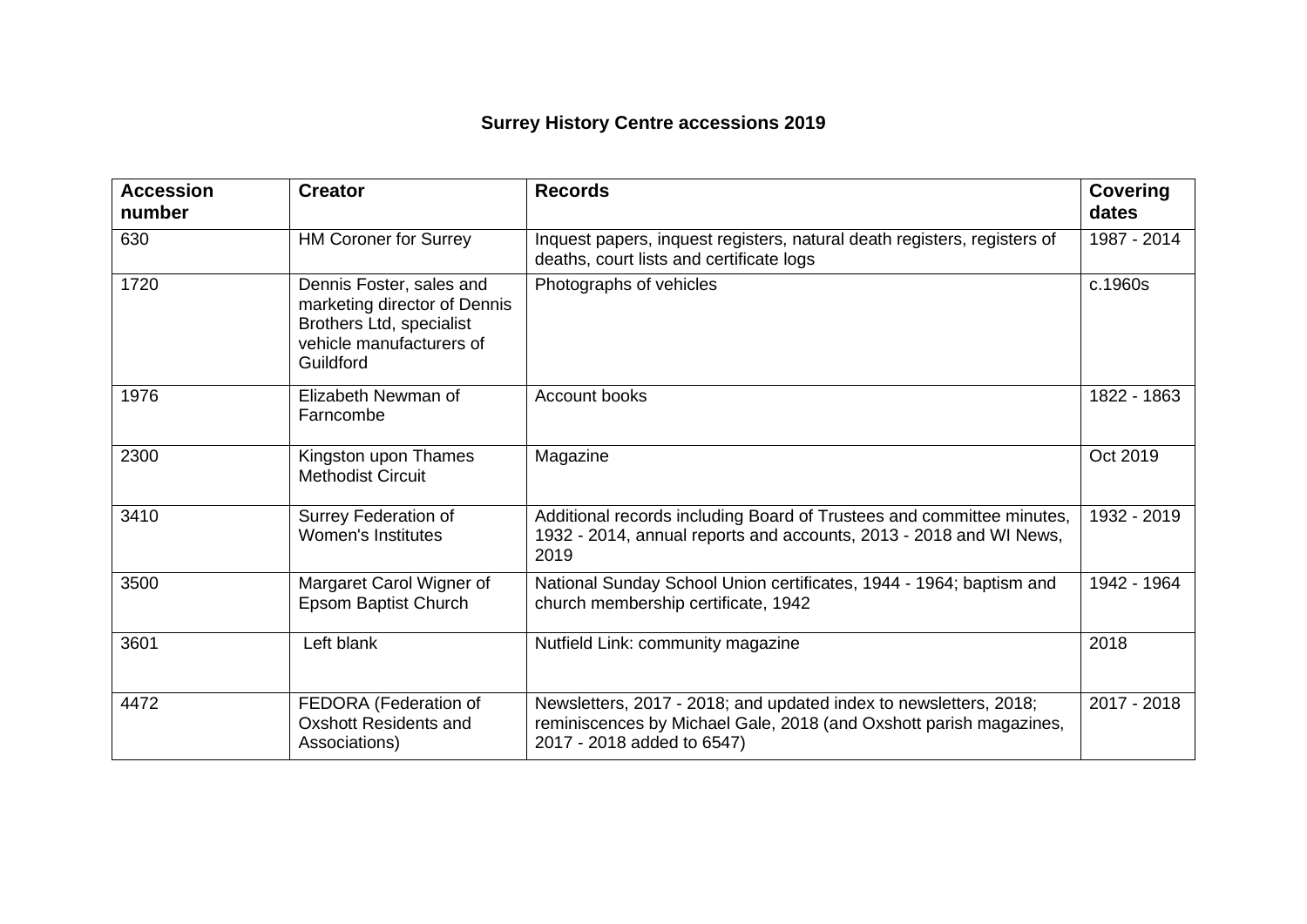# Surrey History Centre accessions 2019

| Accession number | Creator | Records | Covering dates |
|---|---|---|---|
| 630 | HM Coroner for Surrey | Inquest papers, inquest registers, natural death registers, registers of deaths, court lists and certificate logs | 1987 - 2014 |
| 1720 | Dennis Foster, sales and marketing director of Dennis Brothers Ltd, specialist vehicle manufacturers of Guildford | Photographs of vehicles | c.1960s |
| 1976 | Elizabeth Newman of Farncombe | Account books | 1822 - 1863 |
| 2300 | Kingston upon Thames Methodist Circuit | Magazine | Oct 2019 |
| 3410 | Surrey Federation of Women's Institutes | Additional records including Board of Trustees and committee minutes, 1932 - 2014, annual reports and accounts, 2013 - 2018 and WI News, 2019 | 1932 - 2019 |
| 3500 | Margaret Carol Wigner of Epsom Baptist Church | National Sunday School Union certificates, 1944 - 1964; baptism and church membership certificate, 1942 | 1942 - 1964 |
| 3601 | Left blank | Nutfield Link: community magazine | 2018 |
| 4472 | FEDORA (Federation of Oxshott Residents and Associations) | Newsletters, 2017 - 2018; and updated index to newsletters, 2018; reminiscences by Michael Gale, 2018 (and Oxshott parish magazines, 2017 - 2018 added to 6547) | 2017 - 2018 |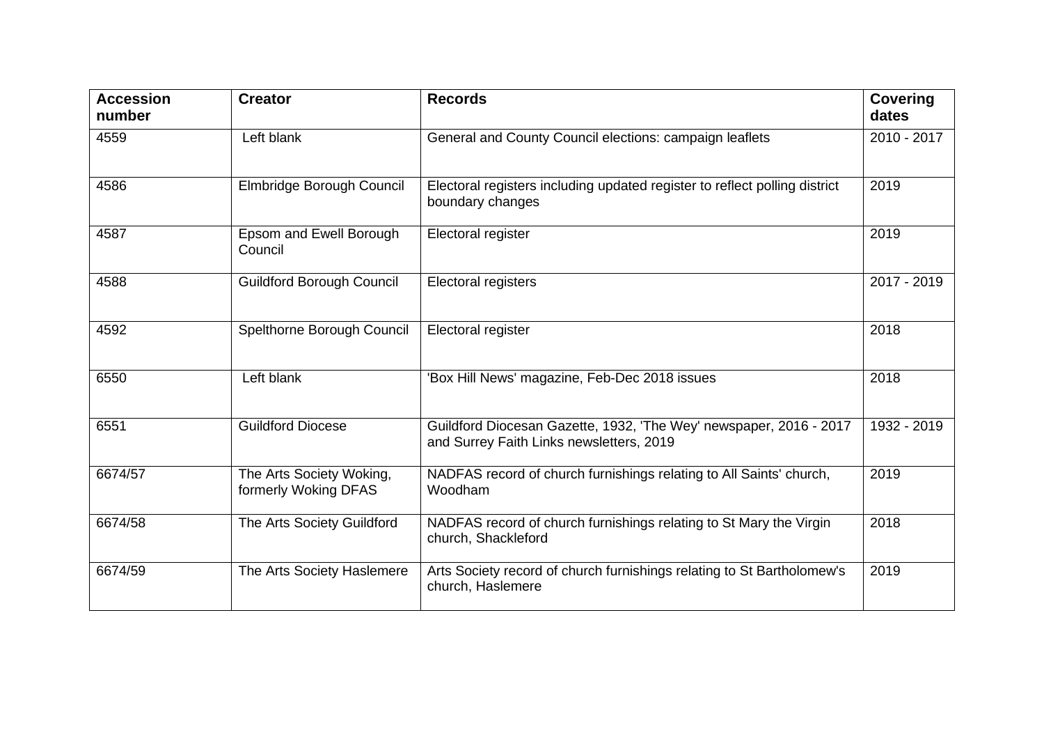| Accession number | Creator | Records | Covering dates |
|---|---|---|---|
| 4559 | Left blank | General and County Council elections: campaign leaflets | 2010 - 2017 |
| 4586 | Elmbridge Borough Council | Electoral registers including updated register to reflect polling district boundary changes | 2019 |
| 4587 | Epsom and Ewell Borough Council | Electoral register | 2019 |
| 4588 | Guildford Borough Council | Electoral registers | 2017 - 2019 |
| 4592 | Spelthorne Borough Council | Electoral register | 2018 |
| 6550 | Left blank | 'Box Hill News' magazine, Feb-Dec 2018 issues | 2018 |
| 6551 | Guildford Diocese | Guildford Diocesan Gazette, 1932, 'The Wey' newspaper, 2016 - 2017 and Surrey Faith Links newsletters, 2019 | 1932 - 2019 |
| 6674/57 | The Arts Society Woking, formerly Woking DFAS | NADFAS record of church furnishings relating to All Saints' church, Woodham | 2019 |
| 6674/58 | The Arts Society Guildford | NADFAS record of church furnishings relating to St Mary the Virgin church, Shackleford | 2018 |
| 6674/59 | The Arts Society Haslemere | Arts Society record of church furnishings relating to St Bartholomew's church, Haslemere | 2019 |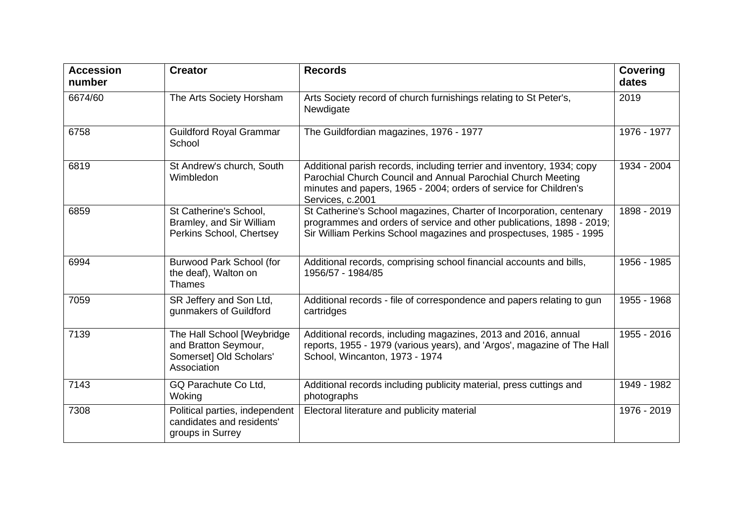| Accession number | Creator | Records | Covering dates |
| --- | --- | --- | --- |
| 6674/60 | The Arts Society Horsham | Arts Society record of church furnishings relating to St Peter's, Newdigate | 2019 |
| 6758 | Guildford Royal Grammar School | The Guildfordian magazines, 1976 - 1977 | 1976 - 1977 |
| 6819 | St Andrew's church, South Wimbledon | Additional parish records, including terrier and inventory, 1934; copy Parochial Church Council and Annual Parochial Church Meeting minutes and papers, 1965 - 2004; orders of service for Children's Services, c.2001 | 1934 - 2004 |
| 6859 | St Catherine's School, Bramley, and Sir William Perkins School, Chertsey | St Catherine's School magazines, Charter of Incorporation, centenary programmes and orders of service and other publications, 1898 - 2019; Sir William Perkins School magazines and prospectuses, 1985 - 1995 | 1898 - 2019 |
| 6994 | Burwood Park School (for the deaf), Walton on Thames | Additional records, comprising school financial accounts and bills, 1956/57 - 1984/85 | 1956 - 1985 |
| 7059 | SR Jeffery and Son Ltd, gunmakers of Guildford | Additional records - file of correspondence and papers relating to gun cartridges | 1955 - 1968 |
| 7139 | The Hall School [Weybridge and Bratton Seymour, Somerset] Old Scholars' Association | Additional records, including magazines, 2013 and 2016, annual reports, 1955 - 1979 (various years), and 'Argos', magazine of The Hall School, Wincanton, 1973 - 1974 | 1955 - 2016 |
| 7143 | GQ Parachute Co Ltd, Woking | Additional records including publicity material, press cuttings and photographs | 1949 - 1982 |
| 7308 | Political parties, independent candidates and residents' groups in Surrey | Electoral literature and publicity material | 1976 - 2019 |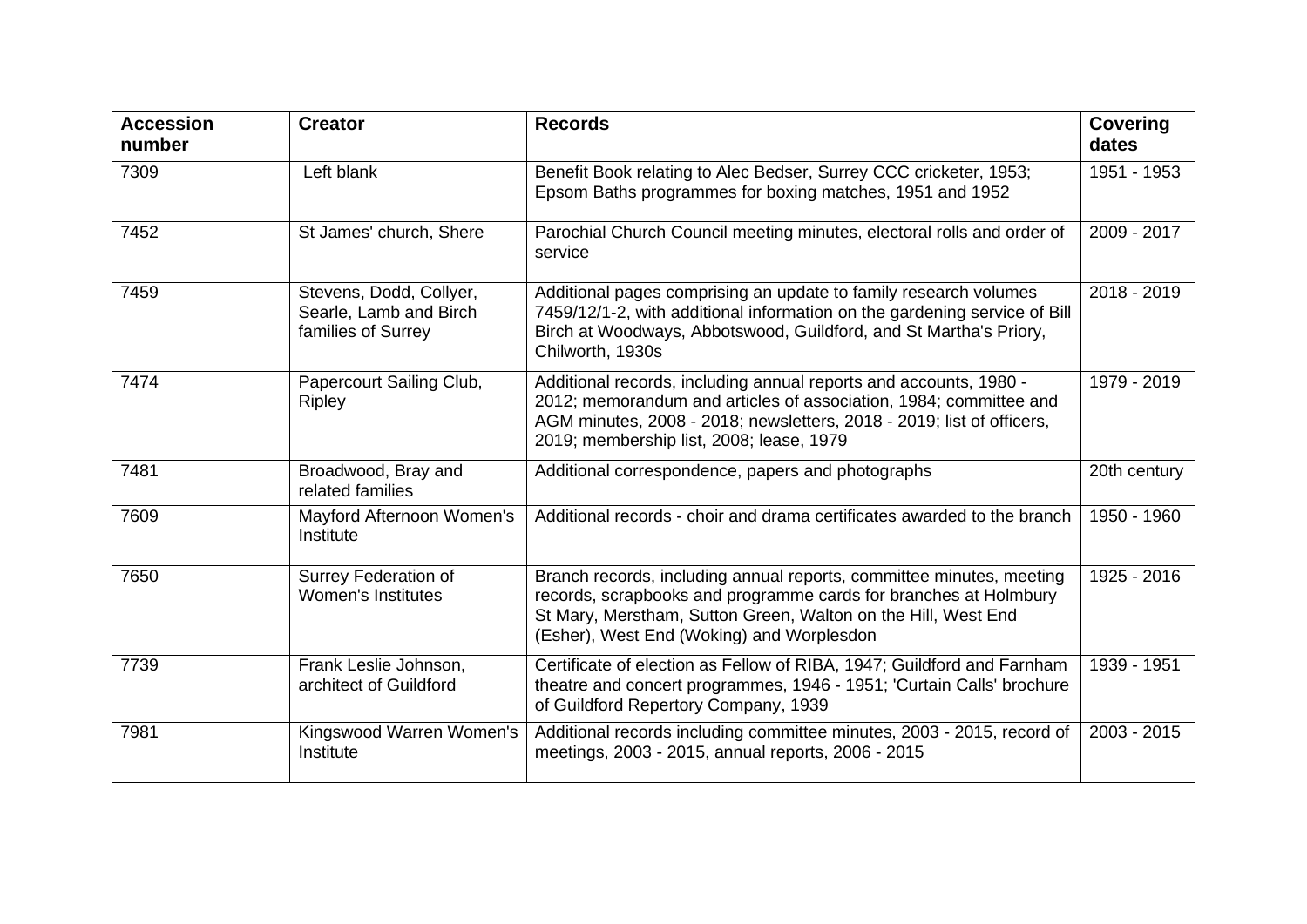| Accession number | Creator | Records | Covering dates |
| --- | --- | --- | --- |
| 7309 | Left blank | Benefit Book relating to Alec Bedser, Surrey CCC cricketer, 1953; Epsom Baths programmes for boxing matches, 1951 and 1952 | 1951 - 1953 |
| 7452 | St James' church, Shere | Parochial Church Council meeting minutes, electoral rolls and order of service | 2009 - 2017 |
| 7459 | Stevens, Dodd, Collyer, Searle, Lamb and Birch families of Surrey | Additional pages comprising an update to family research volumes 7459/12/1-2, with additional information on the gardening service of Bill Birch at Woodways, Abbotswood, Guildford, and St Martha's Priory, Chilworth, 1930s | 2018 - 2019 |
| 7474 | Papercourt Sailing Club, Ripley | Additional records, including annual reports and accounts, 1980 - 2012; memorandum and articles of association, 1984; committee and AGM minutes, 2008 - 2018; newsletters, 2018 - 2019; list of officers, 2019; membership list, 2008; lease, 1979 | 1979 - 2019 |
| 7481 | Broadwood, Bray and related families | Additional correspondence, papers and photographs | 20th century |
| 7609 | Mayford Afternoon Women's Institute | Additional records - choir and drama certificates awarded to the branch | 1950 - 1960 |
| 7650 | Surrey Federation of Women's Institutes | Branch records, including annual reports, committee minutes, meeting records, scrapbooks and programme cards for branches at Holmbury St Mary, Merstham, Sutton Green, Walton on the Hill, West End (Esher), West End (Woking) and Worplesdon | 1925 - 2016 |
| 7739 | Frank Leslie Johnson, architect of Guildford | Certificate of election as Fellow of RIBA, 1947; Guildford and Farnham theatre and concert programmes, 1946 - 1951; 'Curtain Calls' brochure of Guildford Repertory Company, 1939 | 1939 - 1951 |
| 7981 | Kingswood Warren Women's Institute | Additional records including committee minutes, 2003 - 2015, record of meetings, 2003 - 2015, annual reports, 2006 - 2015 | 2003 - 2015 |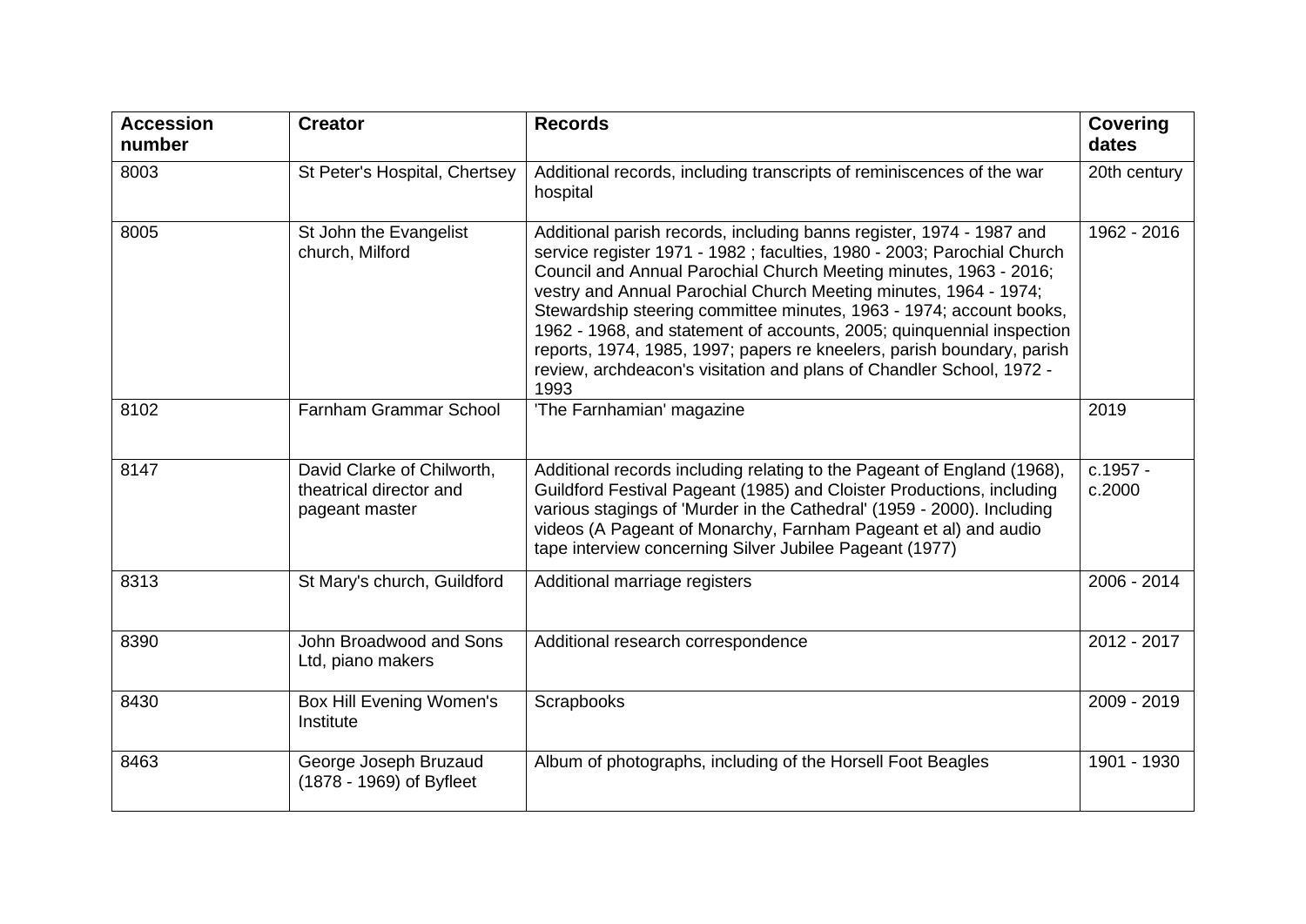| Accession number | Creator | Records | Covering dates |
|---|---|---|---|
| 8003 | St Peter's Hospital, Chertsey | Additional records, including transcripts of reminiscences of the war hospital | 20th century |
| 8005 | St John the Evangelist church, Milford | Additional parish records, including banns register, 1974 - 1987 and service register 1971 - 1982 ; faculties, 1980 - 2003; Parochial Church Council and Annual Parochial Church Meeting minutes, 1963 - 2016; vestry and Annual Parochial Church Meeting minutes, 1964 - 1974; Stewardship steering committee minutes, 1963 - 1974; account books, 1962 - 1968, and statement of accounts, 2005; quinquennial inspection reports, 1974, 1985, 1997; papers re kneelers, parish boundary, parish review, archdeacon's visitation and plans of Chandler School, 1972 - 1993 | 1962 - 2016 |
| 8102 | Farnham Grammar School | 'The Farnhamian' magazine | 2019 |
| 8147 | David Clarke of Chilworth, theatrical director and pageant master | Additional records including relating to the Pageant of England (1968), Guildford Festival Pageant (1985) and Cloister Productions, including various stagings of 'Murder in the Cathedral' (1959 - 2000). Including videos (A Pageant of Monarchy, Farnham Pageant et al) and audio tape interview concerning Silver Jubilee Pageant (1977) | c.1957 - c.2000 |
| 8313 | St Mary's church, Guildford | Additional marriage registers | 2006 - 2014 |
| 8390 | John Broadwood and Sons Ltd, piano makers | Additional research correspondence | 2012 - 2017 |
| 8430 | Box Hill Evening Women's Institute | Scrapbooks | 2009 - 2019 |
| 8463 | George Joseph Bruzaud (1878 - 1969) of Byfleet | Album of photographs, including of the Horsell Foot Beagles | 1901 - 1930 |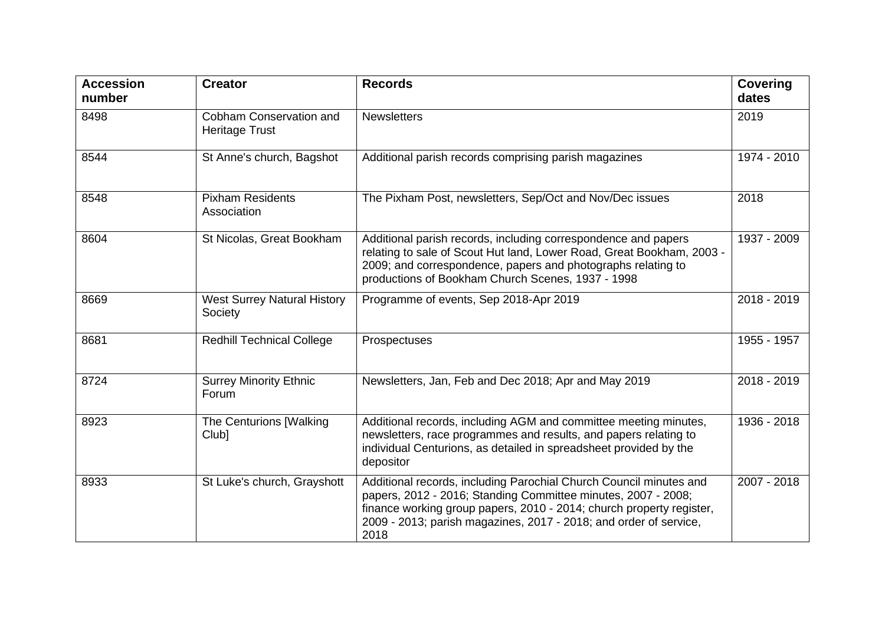| Accession number | Creator | Records | Covering dates |
|---|---|---|---|
| 8498 | Cobham Conservation and Heritage Trust | Newsletters | 2019 |
| 8544 | St Anne's church, Bagshot | Additional parish records comprising parish magazines | 1974 - 2010 |
| 8548 | Pixham Residents Association | The Pixham Post, newsletters, Sep/Oct and Nov/Dec issues | 2018 |
| 8604 | St Nicolas, Great Bookham | Additional parish records, including correspondence and papers relating to sale of Scout Hut land, Lower Road, Great Bookham, 2003 - 2009; and correspondence, papers and photographs relating to productions of Bookham Church Scenes, 1937 - 1998 | 1937 - 2009 |
| 8669 | West Surrey Natural History Society | Programme of events, Sep 2018-Apr 2019 | 2018 - 2019 |
| 8681 | Redhill Technical College | Prospectuses | 1955 - 1957 |
| 8724 | Surrey Minority Ethnic Forum | Newsletters, Jan, Feb and Dec 2018; Apr and May 2019 | 2018 - 2019 |
| 8923 | The Centurions [Walking Club] | Additional records, including AGM and committee meeting minutes, newsletters, race programmes and results, and papers relating to individual Centurions, as detailed in spreadsheet provided by the depositor | 1936 - 2018 |
| 8933 | St Luke's church, Grayshott | Additional records, including Parochial Church Council minutes and papers, 2012 - 2016; Standing Committee minutes, 2007 - 2008; finance working group papers, 2010 - 2014; church property register, 2009 - 2013; parish magazines, 2017 - 2018; and order of service, 2018 | 2007 - 2018 |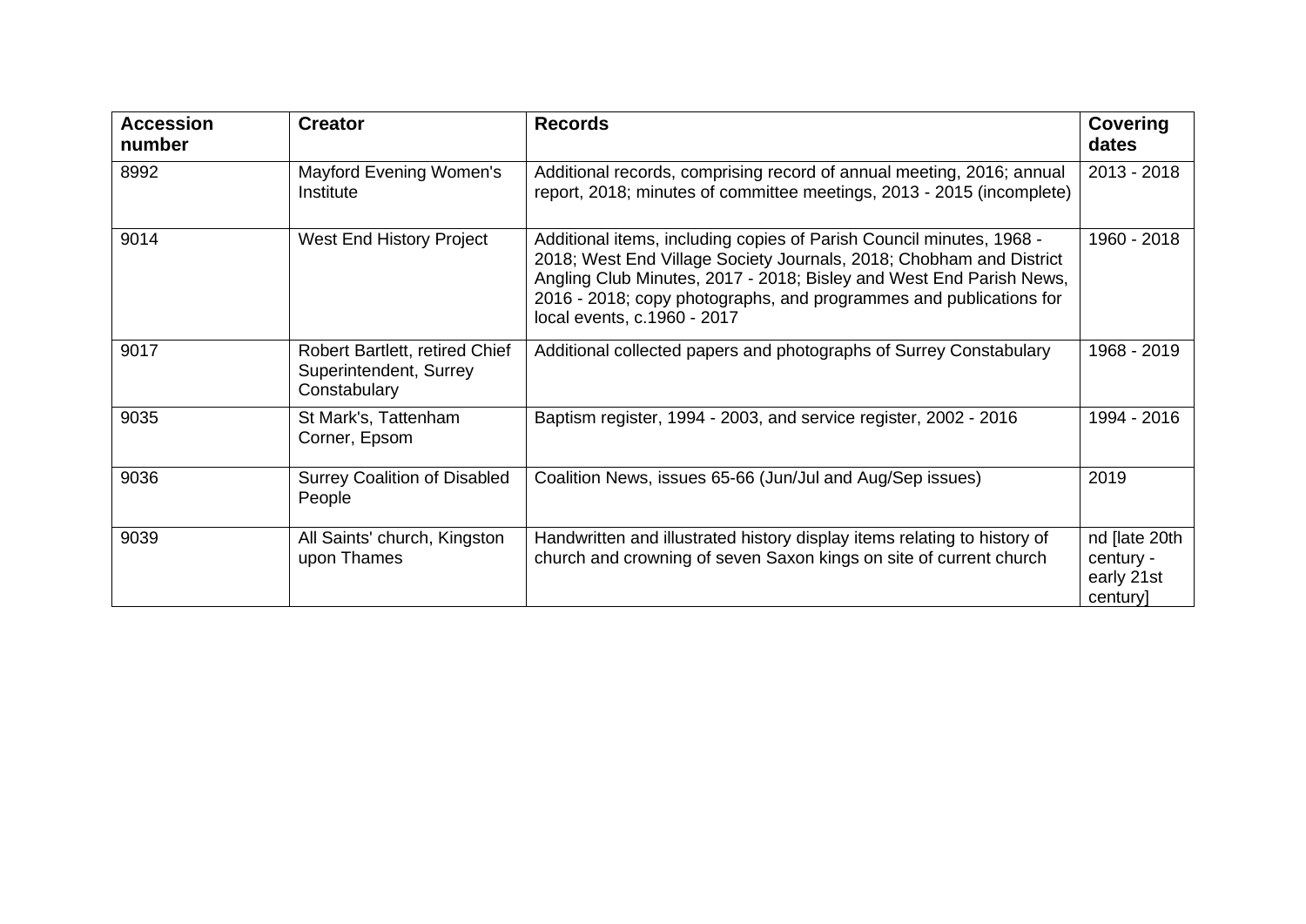| Accession number | Creator | Records | Covering dates |
| --- | --- | --- | --- |
| 8992 | Mayford Evening Women's Institute | Additional records, comprising record of annual meeting, 2016; annual report, 2018; minutes of committee meetings, 2013 - 2015 (incomplete) | 2013 - 2018 |
| 9014 | West End History Project | Additional items, including copies of Parish Council minutes, 1968 - 2018; West End Village Society Journals, 2018; Chobham and District Angling Club Minutes, 2017 - 2018; Bisley and West End Parish News, 2016 - 2018; copy photographs, and programmes and publications for local events, c.1960 - 2017 | 1960 - 2018 |
| 9017 | Robert Bartlett, retired Chief Superintendent, Surrey Constabulary | Additional collected papers and photographs of Surrey Constabulary | 1968 - 2019 |
| 9035 | St Mark's, Tattenham Corner, Epsom | Baptism register, 1994 - 2003, and service register, 2002 - 2016 | 1994 - 2016 |
| 9036 | Surrey Coalition of Disabled People | Coalition News, issues 65-66 (Jun/Jul and Aug/Sep issues) | 2019 |
| 9039 | All Saints' church, Kingston upon Thames | Handwritten and illustrated history display items relating to history of church and crowning of seven Saxon kings on site of current church | nd [late 20th century - early 21st century] |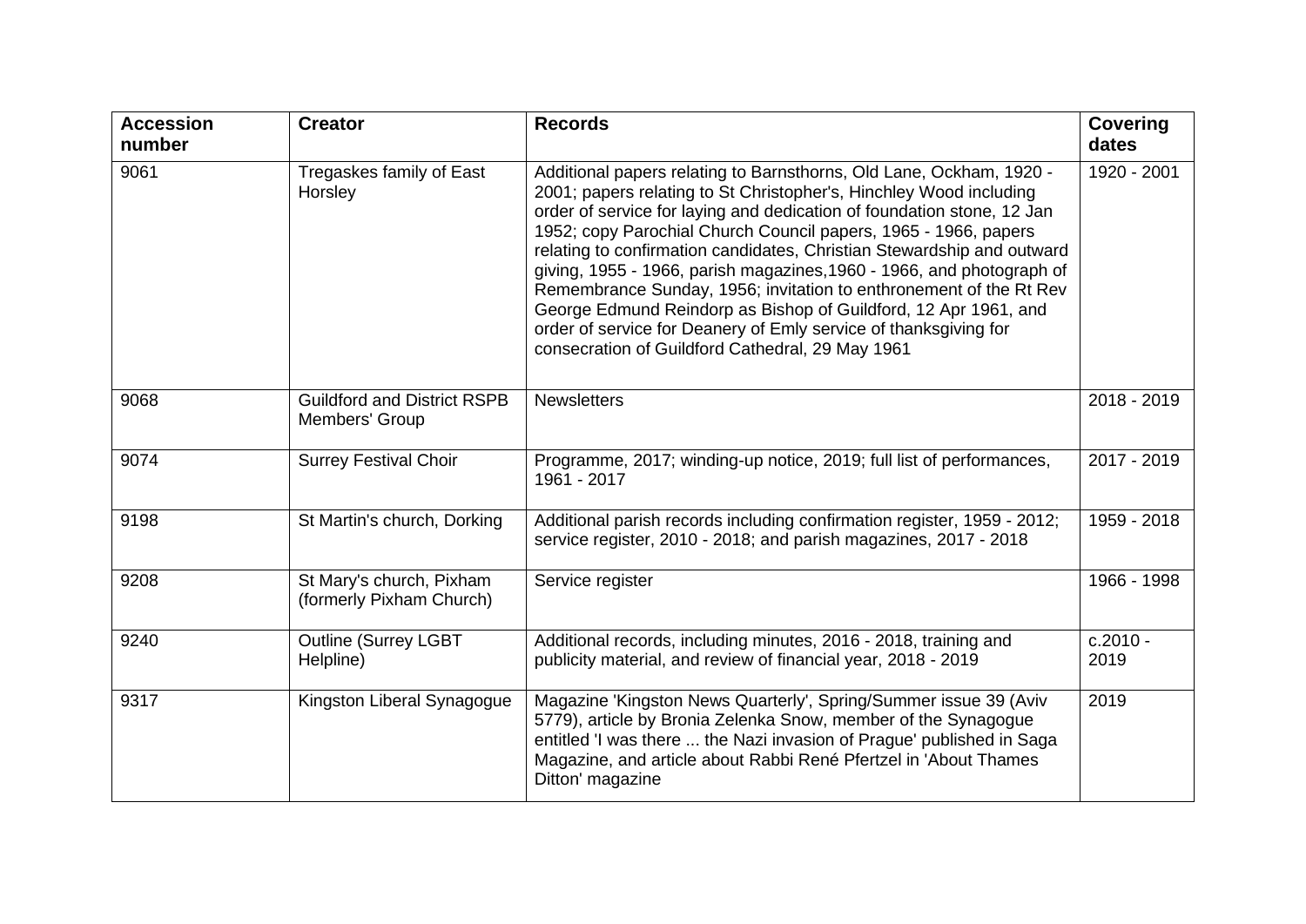| Accession number | Creator | Records | Covering dates |
| --- | --- | --- | --- |
| 9061 | Tregaskes family of East Horsley | Additional papers relating to Barnsthorns, Old Lane, Ockham, 1920 - 2001; papers relating to St Christopher's, Hinchley Wood including order of service for laying and dedication of foundation stone, 12 Jan 1952; copy Parochial Church Council papers, 1965 - 1966, papers relating to confirmation candidates, Christian Stewardship and outward giving, 1955 - 1966, parish magazines,1960 - 1966, and photograph of Remembrance Sunday, 1956; invitation to enthronement of the Rt Rev George Edmund Reindorp as Bishop of Guildford, 12 Apr 1961, and order of service for Deanery of Emly service of thanksgiving for consecration of Guildford Cathedral, 29 May 1961 | 1920 - 2001 |
| 9068 | Guildford and District RSPB Members' Group | Newsletters | 2018 - 2019 |
| 9074 | Surrey Festival Choir | Programme, 2017; winding-up notice, 2019; full list of performances, 1961 - 2017 | 2017 - 2019 |
| 9198 | St Martin's church, Dorking | Additional parish records including confirmation register, 1959 - 2012; service register, 2010 - 2018; and parish magazines, 2017 - 2018 | 1959 - 2018 |
| 9208 | St Mary's church, Pixham (formerly Pixham Church) | Service register | 1966 - 1998 |
| 9240 | Outline (Surrey LGBT Helpline) | Additional records, including minutes, 2016 - 2018, training and publicity material, and review of financial year, 2018 - 2019 | c.2010 - 2019 |
| 9317 | Kingston Liberal Synagogue | Magazine 'Kingston News Quarterly', Spring/Summer issue 39 (Aviv 5779), article by Bronia Zelenka Snow, member of the Synagogue entitled 'I was there ... the Nazi invasion of Prague' published in Saga Magazine, and article about Rabbi René Pfertzel in 'About Thames Ditton' magazine | 2019 |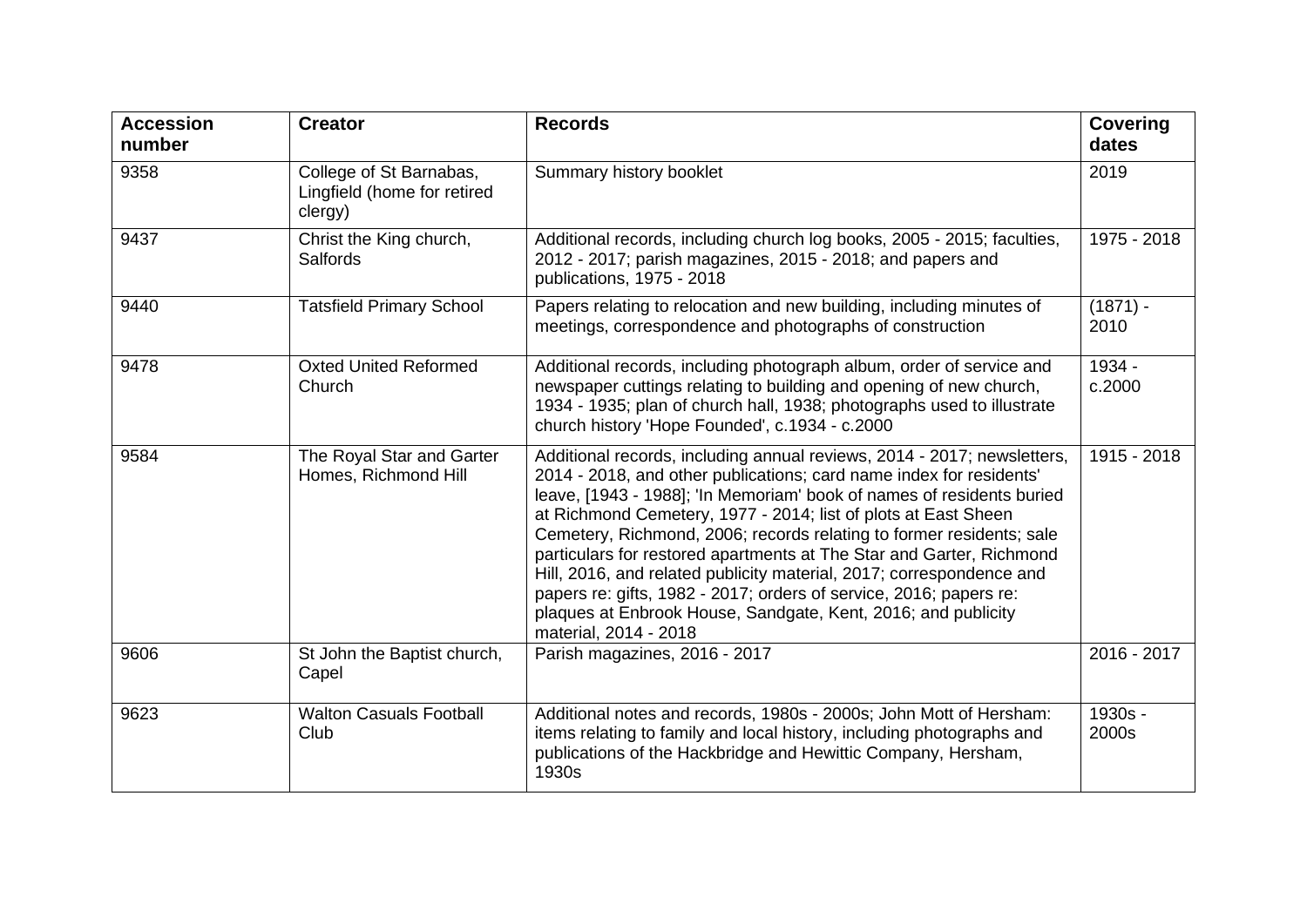| Accession number | Creator | Records | Covering dates |
|---|---|---|---|
| 9358 | College of St Barnabas, Lingfield (home for retired clergy) | Summary history booklet | 2019 |
| 9437 | Christ the King church, Salfords | Additional records, including church log books, 2005 - 2015; faculties, 2012 - 2017; parish magazines, 2015 - 2018; and papers and publications, 1975 - 2018 | 1975 - 2018 |
| 9440 | Tatsfield Primary School | Papers relating to relocation and new building, including minutes of meetings, correspondence and photographs of construction | (1871) - 2010 |
| 9478 | Oxted United Reformed Church | Additional records, including photograph album, order of service and newspaper cuttings relating to building and opening of new church, 1934 - 1935; plan of church hall, 1938; photographs used to illustrate church history 'Hope Founded', c.1934 - c.2000 | 1934 - c.2000 |
| 9584 | The Royal Star and Garter Homes, Richmond Hill | Additional records, including annual reviews, 2014 - 2017; newsletters, 2014 - 2018, and other publications; card name index for residents' leave, [1943 - 1988]; 'In Memoriam' book of names of residents buried at Richmond Cemetery, 1977 - 2014; list of plots at East Sheen Cemetery, Richmond, 2006; records relating to former residents; sale particulars for restored apartments at The Star and Garter, Richmond Hill, 2016, and related publicity material, 2017; correspondence and papers re: gifts, 1982 - 2017; orders of service, 2016; papers re: plaques at Enbrook House, Sandgate, Kent, 2016; and publicity material, 2014 - 2018 | 1915 - 2018 |
| 9606 | St John the Baptist church, Capel | Parish magazines, 2016 - 2017 | 2016 - 2017 |
| 9623 | Walton Casuals Football Club | Additional notes and records, 1980s - 2000s; John Mott of Hersham: items relating to family and local history, including photographs and publications of the Hackbridge and Hewittic Company, Hersham, 1930s | 1930s - 2000s |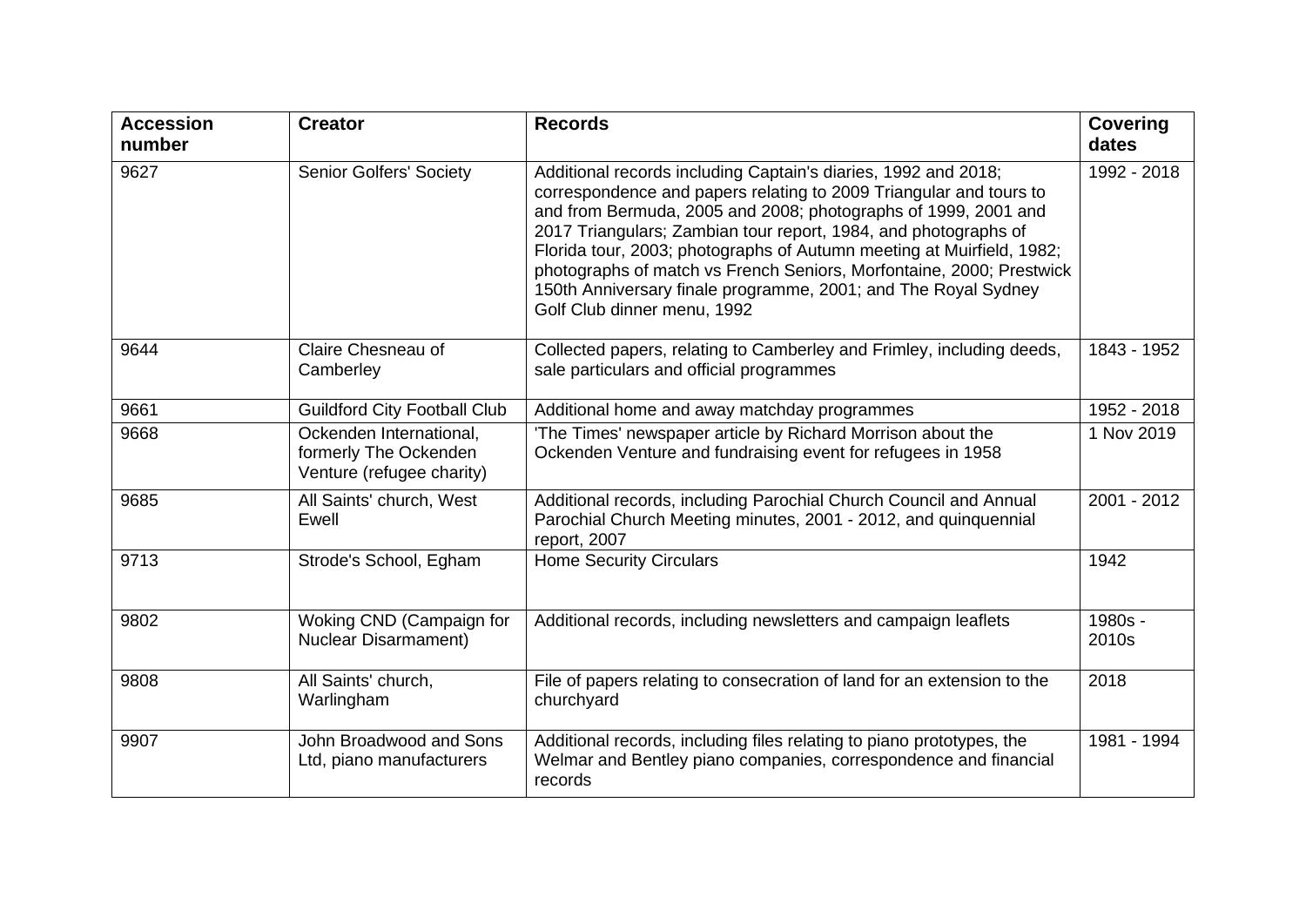| Accession number | Creator | Records | Covering dates |
|---|---|---|---|
| 9627 | Senior Golfers' Society | Additional records including Captain's diaries, 1992 and 2018; correspondence and papers relating to 2009 Triangular and tours to and from Bermuda, 2005 and 2008; photographs of 1999, 2001 and 2017 Triangulars; Zambian tour report, 1984, and photographs of Florida tour, 2003; photographs of Autumn meeting at Muirfield, 1982; photographs of match vs French Seniors, Morfontaine, 2000; Prestwick 150th Anniversary finale programme, 2001; and The Royal Sydney Golf Club dinner menu, 1992 | 1992 - 2018 |
| 9644 | Claire Chesneau of Camberley | Collected papers, relating to Camberley and Frimley, including deeds, sale particulars and official programmes | 1843 - 1952 |
| 9661 | Guildford City Football Club | Additional home and away matchday programmes | 1952 - 2018 |
| 9668 | Ockenden International, formerly The Ockenden Venture (refugee charity) | 'The Times' newspaper article by Richard Morrison about the Ockenden Venture and fundraising event for refugees in 1958 | 1 Nov 2019 |
| 9685 | All Saints' church, West Ewell | Additional records, including Parochial Church Council and Annual Parochial Church Meeting minutes, 2001 - 2012, and quinquennial report, 2007 | 2001 - 2012 |
| 9713 | Strode's School, Egham | Home Security Circulars | 1942 |
| 9802 | Woking CND (Campaign for Nuclear Disarmament) | Additional records, including newsletters and campaign leaflets | 1980s - 2010s |
| 9808 | All Saints' church, Warlingham | File of papers relating to consecration of land for an extension to the churchyard | 2018 |
| 9907 | John Broadwood and Sons Ltd, piano manufacturers | Additional records, including files relating to piano prototypes, the Welmar and Bentley piano companies, correspondence and financial records | 1981 - 1994 |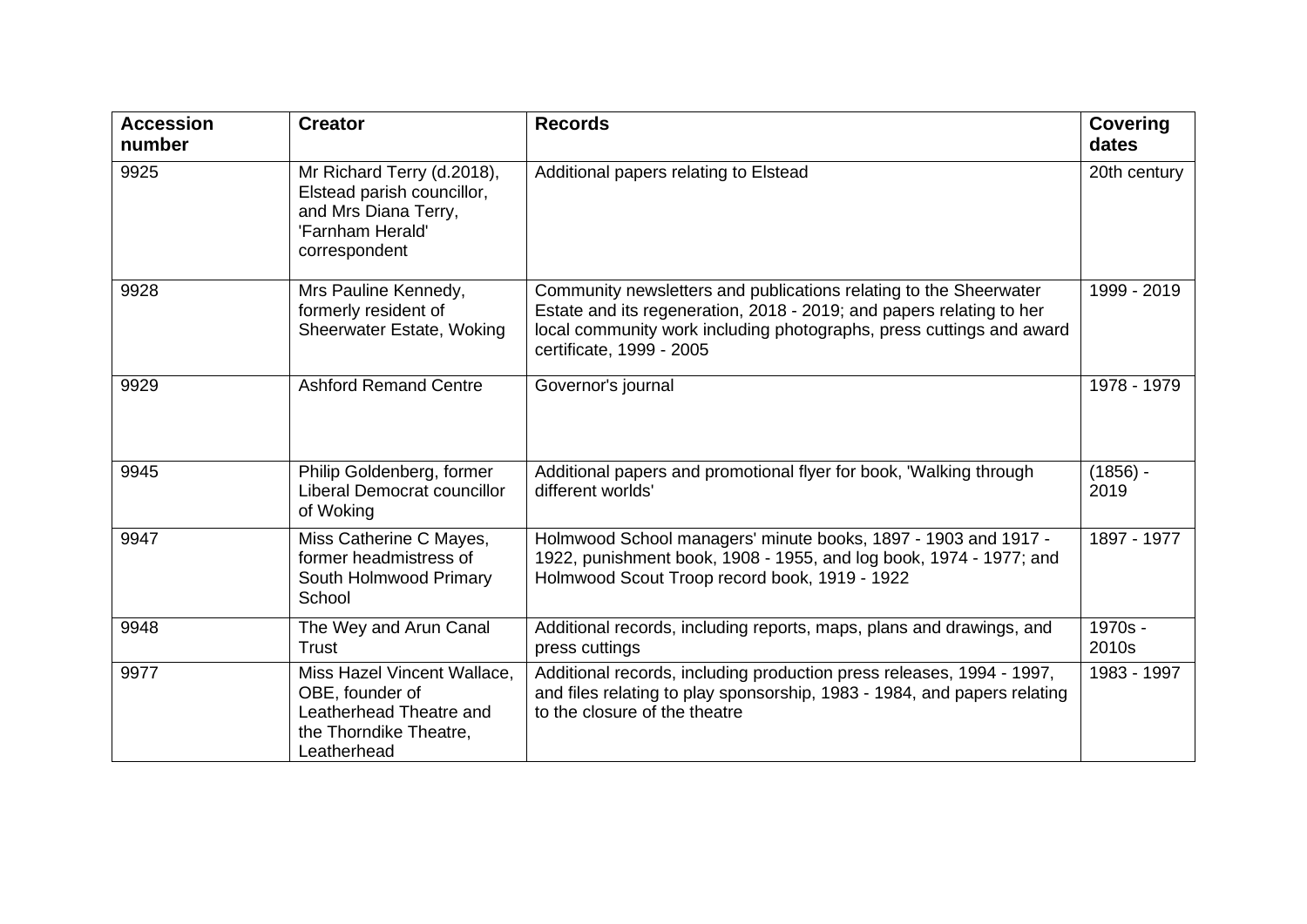| Accession number | Creator | Records | Covering dates |
|---|---|---|---|
| 9925 | Mr Richard Terry (d.2018), Elstead parish councillor, and Mrs Diana Terry, 'Farnham Herald' correspondent | Additional papers relating to Elstead | 20th century |
| 9928 | Mrs Pauline Kennedy, formerly resident of Sheerwater Estate, Woking | Community newsletters and publications relating to the Sheerwater Estate and its regeneration, 2018 - 2019; and papers relating to her local community work including photographs, press cuttings and award certificate, 1999 - 2005 | 1999 - 2019 |
| 9929 | Ashford Remand Centre | Governor's journal | 1978 - 1979 |
| 9945 | Philip Goldenberg, former Liberal Democrat councillor of Woking | Additional papers and promotional flyer for book, 'Walking through different worlds' | (1856) - 2019 |
| 9947 | Miss Catherine C Mayes, former headmistress of South Holmwood Primary School | Holmwood School managers' minute books, 1897 - 1903 and 1917 - 1922, punishment book, 1908 - 1955, and log book, 1974 - 1977; and Holmwood Scout Troop record book, 1919 - 1922 | 1897 - 1977 |
| 9948 | The Wey and Arun Canal Trust | Additional records, including reports, maps, plans and drawings, and press cuttings | 1970s - 2010s |
| 9977 | Miss Hazel Vincent Wallace, OBE, founder of Leatherhead Theatre and the Thorndike Theatre, Leatherhead | Additional records, including production press releases, 1994 - 1997, and files relating to play sponsorship, 1983 - 1984, and papers relating to the closure of the theatre | 1983 - 1997 |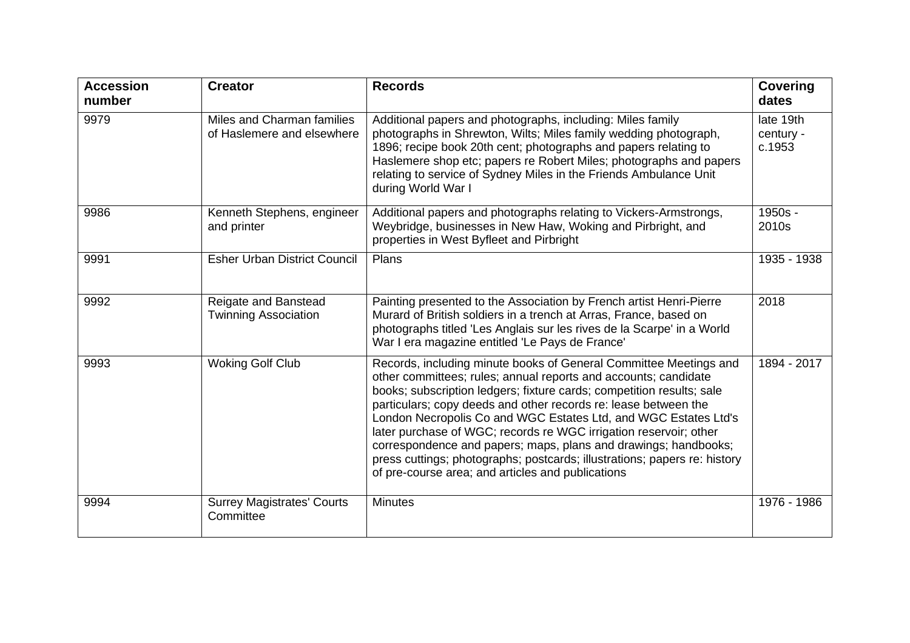| Accession number | Creator | Records | Covering dates |
| --- | --- | --- | --- |
| 9979 | Miles and Charman families of Haslemere and elsewhere | Additional papers and photographs, including: Miles family photographs in Shrewton, Wilts; Miles family wedding photograph, 1896; recipe book 20th cent; photographs and papers relating to Haslemere shop etc; papers re Robert Miles; photographs and papers relating to service of Sydney Miles in the Friends Ambulance Unit during World War I | late 19th century - c.1953 |
| 9986 | Kenneth Stephens, engineer and printer | Additional papers and photographs relating to Vickers-Armstrongs, Weybridge, businesses in New Haw, Woking and Pirbright, and properties in West Byfleet and Pirbright | 1950s - 2010s |
| 9991 | Esher Urban District Council | Plans | 1935 - 1938 |
| 9992 | Reigate and Banstead Twinning Association | Painting presented to the Association by French artist Henri-Pierre Murard of British soldiers in a trench at Arras, France, based on photographs titled 'Les Anglais sur les rives de la Scarpe' in a World War I era magazine entitled 'Le Pays de France' | 2018 |
| 9993 | Woking Golf Club | Records, including minute books of General Committee Meetings and other committees; rules; annual reports and accounts; candidate books; subscription ledgers; fixture cards; competition results; sale particulars; copy deeds and other records re: lease between the London Necropolis Co and WGC Estates Ltd, and WGC Estates Ltd's later purchase of WGC; records re WGC irrigation reservoir; other correspondence and papers; maps, plans and drawings; handbooks; press cuttings; photographs; postcards; illustrations; papers re: history of pre-course area; and articles and publications | 1894 - 2017 |
| 9994 | Surrey Magistrates' Courts Committee | Minutes | 1976 - 1986 |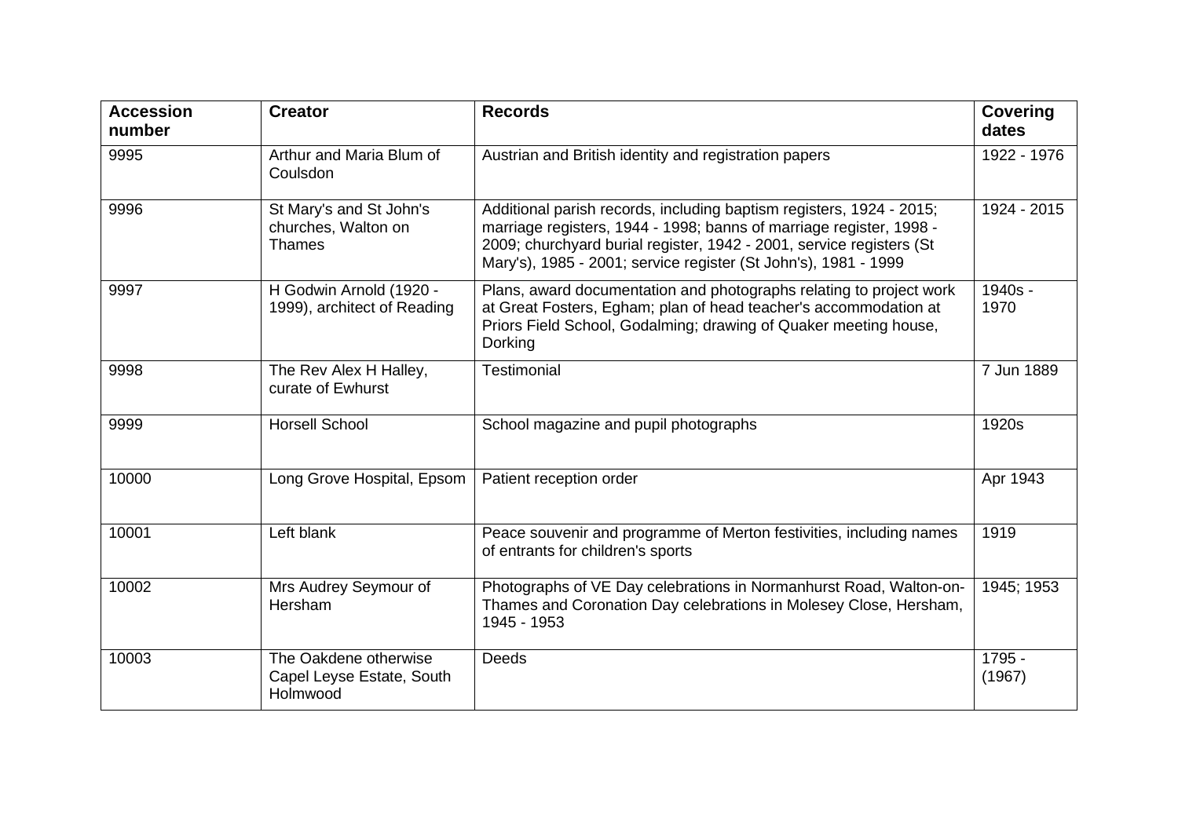| Accession number | Creator | Records | Covering dates |
|---|---|---|---|
| 9995 | Arthur and Maria Blum of Coulsdon | Austrian and British identity and registration papers | 1922 - 1976 |
| 9996 | St Mary's and St John's churches, Walton on Thames | Additional parish records, including baptism registers, 1924 - 2015; marriage registers, 1944 - 1998; banns of marriage register, 1998 - 2009; churchyard burial register, 1942 - 2001, service registers (St Mary's), 1985 - 2001; service register (St John's), 1981 - 1999 | 1924 - 2015 |
| 9997 | H Godwin Arnold (1920 - 1999), architect of Reading | Plans, award documentation and photographs relating to project work at Great Fosters, Egham; plan of head teacher's accommodation at Priors Field School, Godalming; drawing of Quaker meeting house, Dorking | 1940s - 1970 |
| 9998 | The Rev Alex H Halley, curate of Ewhurst | Testimonial | 7 Jun 1889 |
| 9999 | Horsell School | School magazine and pupil photographs | 1920s |
| 10000 | Long Grove Hospital, Epsom | Patient reception order | Apr 1943 |
| 10001 | Left blank | Peace souvenir and programme of Merton festivities, including names of entrants for children's sports | 1919 |
| 10002 | Mrs Audrey Seymour of Hersham | Photographs of VE Day celebrations in Normanhurst Road, Walton-on-Thames and Coronation Day celebrations in Molesey Close, Hersham, 1945 - 1953 | 1945; 1953 |
| 10003 | The Oakdene otherwise Capel Leyse Estate, South Holmwood | Deeds | 1795 - (1967) |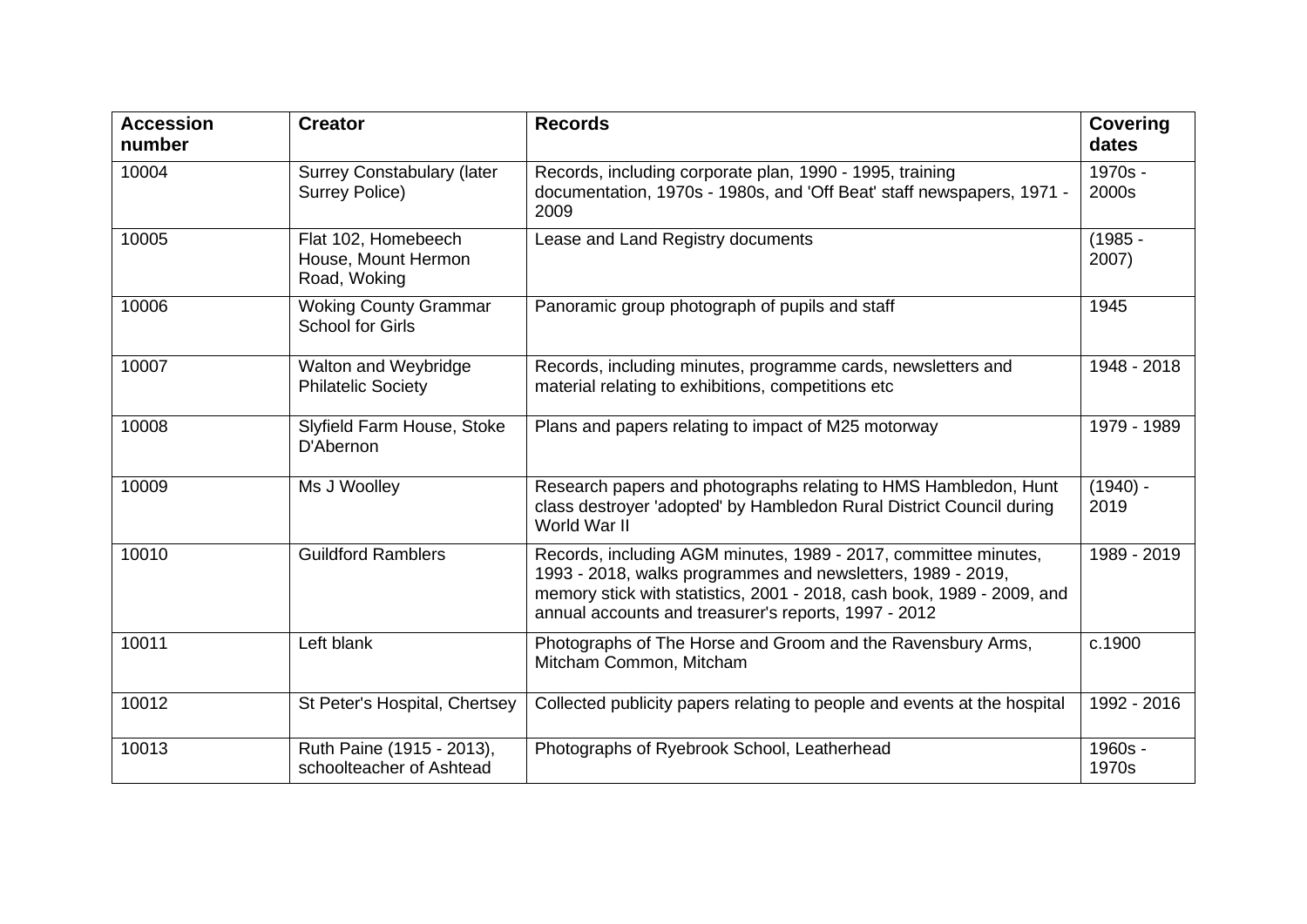| Accession number | Creator | Records | Covering dates |
| --- | --- | --- | --- |
| 10004 | Surrey Constabulary (later Surrey Police) | Records, including corporate plan, 1990 - 1995, training documentation, 1970s - 1980s, and 'Off Beat' staff newspapers, 1971 - 2009 | 1970s - 2000s |
| 10005 | Flat 102, Homebeech House, Mount Hermon Road, Woking | Lease and Land Registry documents | (1985 - 2007) |
| 10006 | Woking County Grammar School for Girls | Panoramic group photograph of pupils and staff | 1945 |
| 10007 | Walton and Weybridge Philatelic Society | Records, including minutes, programme cards, newsletters and material relating to exhibitions, competitions etc | 1948 - 2018 |
| 10008 | Slyfield Farm House, Stoke D'Abernon | Plans and papers relating to impact of M25 motorway | 1979 - 1989 |
| 10009 | Ms J Woolley | Research papers and photographs relating to HMS Hambledon, Hunt class destroyer 'adopted' by Hambledon Rural District Council during World War II | (1940) - 2019 |
| 10010 | Guildford Ramblers | Records, including AGM minutes, 1989 - 2017, committee minutes, 1993 - 2018, walks programmes and newsletters, 1989 - 2019, memory stick with statistics, 2001 - 2018, cash book, 1989 - 2009, and annual accounts and treasurer's reports, 1997 - 2012 | 1989 - 2019 |
| 10011 | Left blank | Photographs of The Horse and Groom and the Ravensbury Arms, Mitcham Common, Mitcham | c.1900 |
| 10012 | St Peter's Hospital, Chertsey | Collected publicity papers relating to people and events at the hospital | 1992 - 2016 |
| 10013 | Ruth Paine (1915 - 2013), schoolteacher of Ashtead | Photographs of Ryebrook School, Leatherhead | 1960s - 1970s |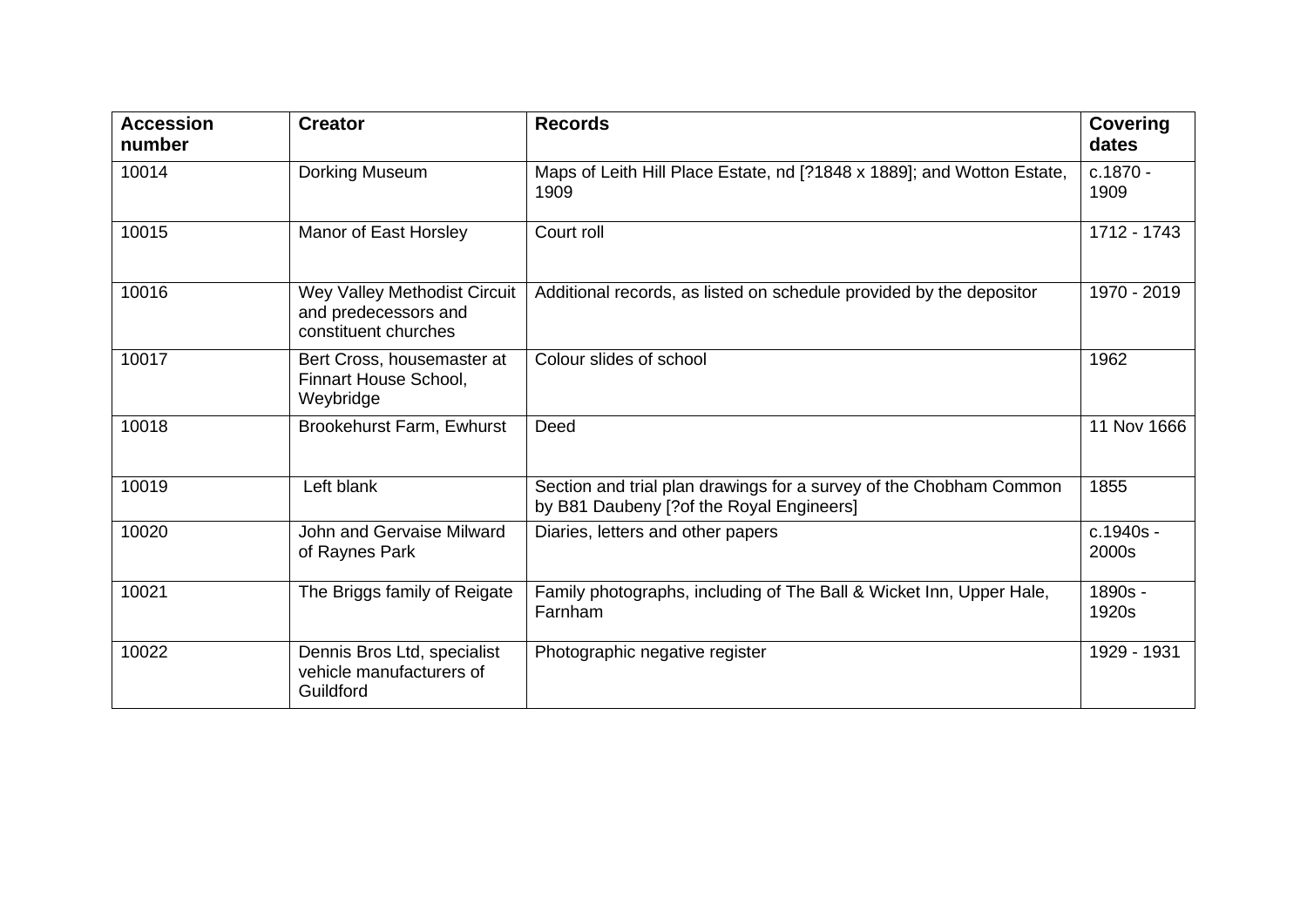| Accession number | Creator | Records | Covering dates |
| --- | --- | --- | --- |
| 10014 | Dorking Museum | Maps of Leith Hill Place Estate, nd [?1848 x 1889]; and Wotton Estate, 1909 | c.1870 - 1909 |
| 10015 | Manor of East Horsley | Court roll | 1712 - 1743 |
| 10016 | Wey Valley Methodist Circuit and predecessors and constituent churches | Additional records, as listed on schedule provided by the depositor | 1970 - 2019 |
| 10017 | Bert Cross, housemaster at Finnart House School, Weybridge | Colour slides of school | 1962 |
| 10018 | Brookehurst Farm, Ewhurst | Deed | 11 Nov 1666 |
| 10019 | Left blank | Section and trial plan drawings for a survey of the Chobham Common by B81 Daubeny [?of the Royal Engineers] | 1855 |
| 10020 | John and Gervaise Milward of Raynes Park | Diaries, letters and other papers | c.1940s - 2000s |
| 10021 | The Briggs family of Reigate | Family photographs, including of The Ball & Wicket Inn, Upper Hale, Farnham | 1890s - 1920s |
| 10022 | Dennis Bros Ltd, specialist vehicle manufacturers of Guildford | Photographic negative register | 1929 - 1931 |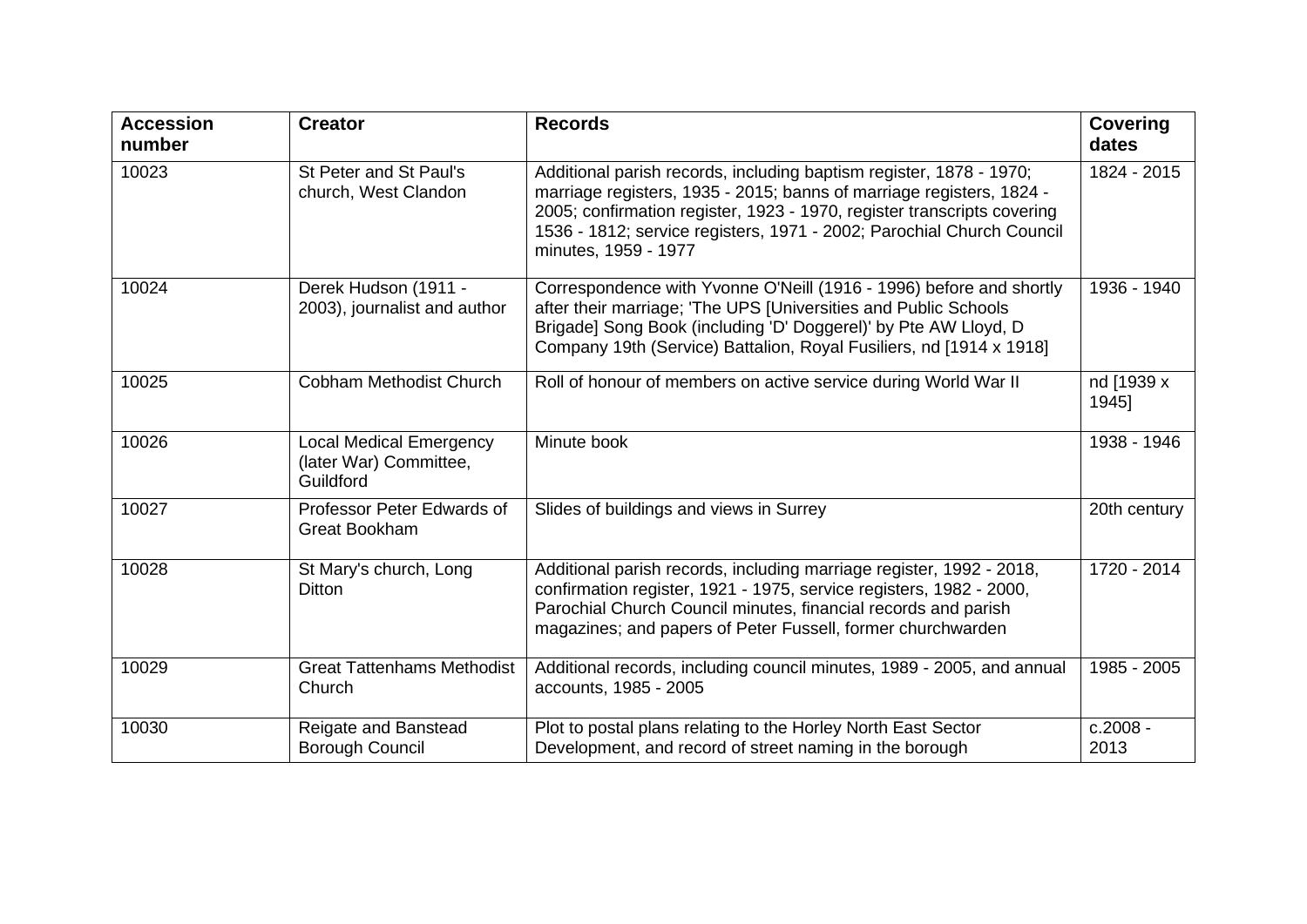| Accession number | Creator | Records | Covering dates |
|---|---|---|---|
| 10023 | St Peter and St Paul's church, West Clandon | Additional parish records, including baptism register, 1878 - 1970; marriage registers, 1935 - 2015; banns of marriage registers, 1824 - 2005; confirmation register, 1923 - 1970, register transcripts covering 1536 - 1812; service registers, 1971 - 2002; Parochial Church Council minutes, 1959 - 1977 | 1824 - 2015 |
| 10024 | Derek Hudson (1911 - 2003), journalist and author | Correspondence with Yvonne O'Neill (1916 - 1996) before and shortly after their marriage; 'The UPS [Universities and Public Schools Brigade] Song Book (including 'D' Doggerel)' by Pte AW Lloyd, D Company 19th (Service) Battalion, Royal Fusiliers, nd [1914 x 1918] | 1936 - 1940 |
| 10025 | Cobham Methodist Church | Roll of honour of members on active service during World War II | nd [1939 x 1945] |
| 10026 | Local Medical Emergency (later War) Committee, Guildford | Minute book | 1938 - 1946 |
| 10027 | Professor Peter Edwards of Great Bookham | Slides of buildings and views in Surrey | 20th century |
| 10028 | St Mary's church, Long Ditton | Additional parish records, including marriage register, 1992 - 2018, confirmation register, 1921 - 1975, service registers, 1982 - 2000, Parochial Church Council minutes, financial records and parish magazines; and papers of Peter Fussell, former churchwarden | 1720 - 2014 |
| 10029 | Great Tattenhams Methodist Church | Additional records, including council minutes, 1989 - 2005, and annual accounts, 1985 - 2005 | 1985 - 2005 |
| 10030 | Reigate and Banstead Borough Council | Plot to postal plans relating to the Horley North East Sector Development, and record of street naming in the borough | c.2008 - 2013 |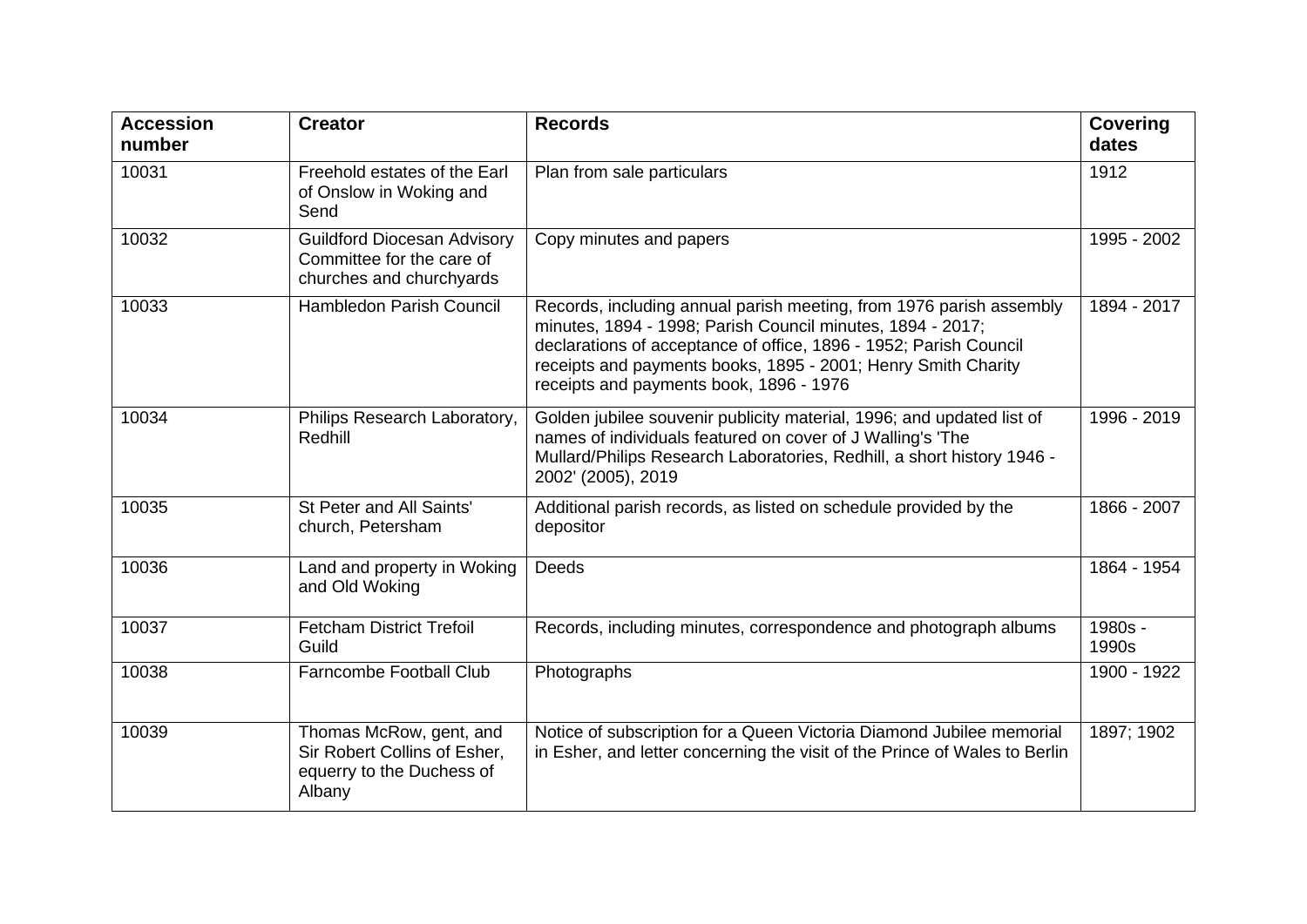| Accession number | Creator | Records | Covering dates |
|---|---|---|---|
| 10031 | Freehold estates of the Earl of Onslow in Woking and Send | Plan from sale particulars | 1912 |
| 10032 | Guildford Diocesan Advisory Committee for the care of churches and churchyards | Copy minutes and papers | 1995 - 2002 |
| 10033 | Hambledon Parish Council | Records, including annual parish meeting, from 1976 parish assembly minutes, 1894 - 1998; Parish Council minutes, 1894 - 2017; declarations of acceptance of office, 1896 - 1952; Parish Council receipts and payments books, 1895 - 2001; Henry Smith Charity receipts and payments book, 1896 - 1976 | 1894 - 2017 |
| 10034 | Philips Research Laboratory, Redhill | Golden jubilee souvenir publicity material, 1996; and updated list of names of individuals featured on cover of J Walling's 'The Mullard/Philips Research Laboratories, Redhill, a short history 1946 - 2002' (2005), 2019 | 1996 - 2019 |
| 10035 | St Peter and All Saints' church, Petersham | Additional parish records, as listed on schedule provided by the depositor | 1866 - 2007 |
| 10036 | Land and property in Woking and Old Woking | Deeds | 1864 - 1954 |
| 10037 | Fetcham District Trefoil Guild | Records, including minutes, correspondence and photograph albums | 1980s - 1990s |
| 10038 | Farncombe Football Club | Photographs | 1900 - 1922 |
| 10039 | Thomas McRow, gent, and Sir Robert Collins of Esher, equerry to the Duchess of Albany | Notice of subscription for a Queen Victoria Diamond Jubilee memorial in Esher, and letter concerning the visit of the Prince of Wales to Berlin | 1897; 1902 |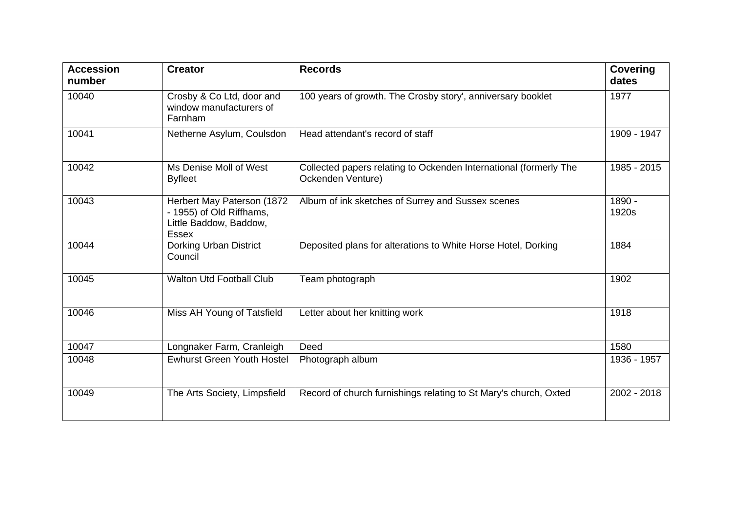| Accession number | Creator | Records | Covering dates |
|---|---|---|---|
| 10040 | Crosby & Co Ltd, door and window manufacturers of Farnham | 100 years of growth. The Crosby story', anniversary booklet | 1977 |
| 10041 | Netherne Asylum, Coulsdon | Head attendant's record of staff | 1909 - 1947 |
| 10042 | Ms Denise Moll of West Byfleet | Collected papers relating to Ockenden International (formerly The Ockenden Venture) | 1985 - 2015 |
| 10043 | Herbert May Paterson (1872 - 1955) of Old Riffhams, Little Baddow, Baddow, Essex | Album of ink sketches of Surrey and Sussex scenes | 1890 - 1920s |
| 10044 | Dorking Urban District Council | Deposited plans for alterations to White Horse Hotel, Dorking | 1884 |
| 10045 | Walton Utd Football Club | Team photograph | 1902 |
| 10046 | Miss AH Young of Tatsfield | Letter about her knitting work | 1918 |
| 10047 | Longnaker Farm, Cranleigh | Deed | 1580 |
| 10048 | Ewhurst Green Youth Hostel | Photograph album | 1936 - 1957 |
| 10049 | The Arts Society, Limpsfield | Record of church furnishings relating to St Mary's church, Oxted | 2002 - 2018 |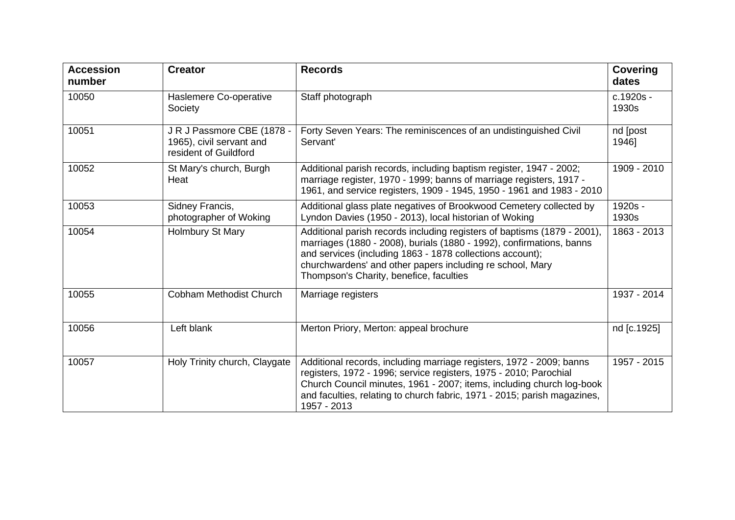| Accession number | Creator | Records | Covering dates |
|---|---|---|---|
| 10050 | Haslemere Co-operative Society | Staff photograph | c.1920s - 1930s |
| 10051 | J R J Passmore CBE (1878 - 1965), civil servant and resident of Guildford | Forty Seven Years: The reminiscences of an undistinguished Civil Servant' | nd [post 1946] |
| 10052 | St Mary's church, Burgh Heat | Additional parish records, including baptism register, 1947 - 2002; marriage register, 1970 - 1999; banns of marriage registers, 1917 - 1961, and service registers, 1909 - 1945, 1950 - 1961 and 1983 - 2010 | 1909 - 2010 |
| 10053 | Sidney Francis, photographer of Woking | Additional glass plate negatives of Brookwood Cemetery collected by Lyndon Davies (1950 - 2013), local historian of Woking | 1920s - 1930s |
| 10054 | Holmbury St Mary | Additional parish records including registers of baptisms (1879 - 2001), marriages (1880 - 2008), burials (1880 - 1992), confirmations, banns and services (including 1863 - 1878 collections account); churchwardens' and other papers including re school, Mary Thompson's Charity, benefice, faculties | 1863 - 2013 |
| 10055 | Cobham Methodist Church | Marriage registers | 1937 - 2014 |
| 10056 | Left blank | Merton Priory, Merton: appeal brochure | nd [c.1925] |
| 10057 | Holy Trinity church, Claygate | Additional records, including marriage registers, 1972 - 2009; banns registers, 1972 - 1996; service registers, 1975 - 2010; Parochial Church Council minutes, 1961 - 2007; items, including church log-book and faculties, relating to church fabric, 1971 - 2015; parish magazines, 1957 - 2013 | 1957 - 2015 |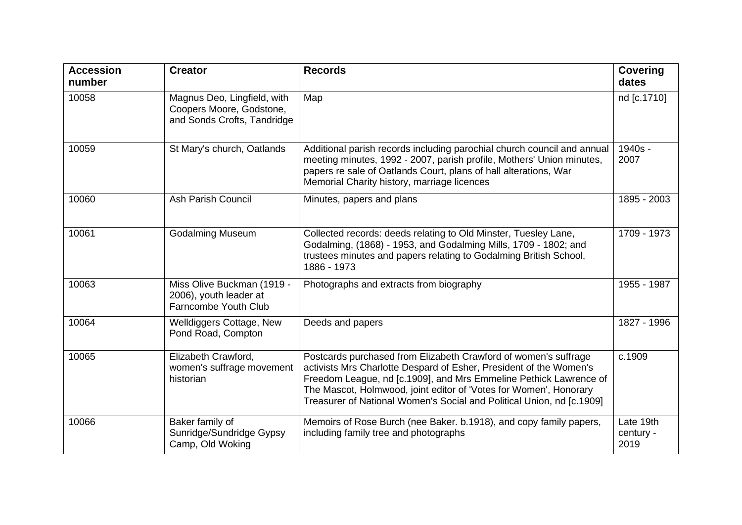| Accession number | Creator | Records | Covering dates |
|---|---|---|---|
| 10058 | Magnus Deo, Lingfield, with Coopers Moore, Godstone, and Sonds Crofts, Tandridge | Map | nd [c.1710] |
| 10059 | St Mary's church, Oatlands | Additional parish records including parochial church council and annual meeting minutes, 1992 - 2007, parish profile, Mothers' Union minutes, papers re sale of Oatlands Court, plans of hall alterations, War Memorial Charity history, marriage licences | 1940s - 2007 |
| 10060 | Ash Parish Council | Minutes, papers and plans | 1895 - 2003 |
| 10061 | Godalming Museum | Collected records: deeds relating to Old Minster, Tuesley Lane, Godalming, (1868) - 1953, and Godalming Mills, 1709 - 1802; and trustees minutes and papers relating to Godalming British School, 1886 - 1973 | 1709 - 1973 |
| 10063 | Miss Olive Buckman (1919 - 2006), youth leader at Farncombe Youth Club | Photographs and extracts from biography | 1955 - 1987 |
| 10064 | Welldiggers Cottage, New Pond Road, Compton | Deeds and papers | 1827 - 1996 |
| 10065 | Elizabeth Crawford, women's suffrage movement historian | Postcards purchased from Elizabeth Crawford of women's suffrage activists Mrs Charlotte Despard of Esher, President of the Women's Freedom League, nd [c.1909], and Mrs Emmeline Pethick Lawrence of The Mascot, Holmwood, joint editor of 'Votes for Women', Honorary Treasurer of National Women's Social and Political Union, nd [c.1909] | c.1909 |
| 10066 | Baker family of Sunridge/Sundridge Gypsy Camp, Old Woking | Memoirs of Rose Burch (nee Baker. b.1918), and copy family papers, including family tree and photographs | Late 19th century - 2019 |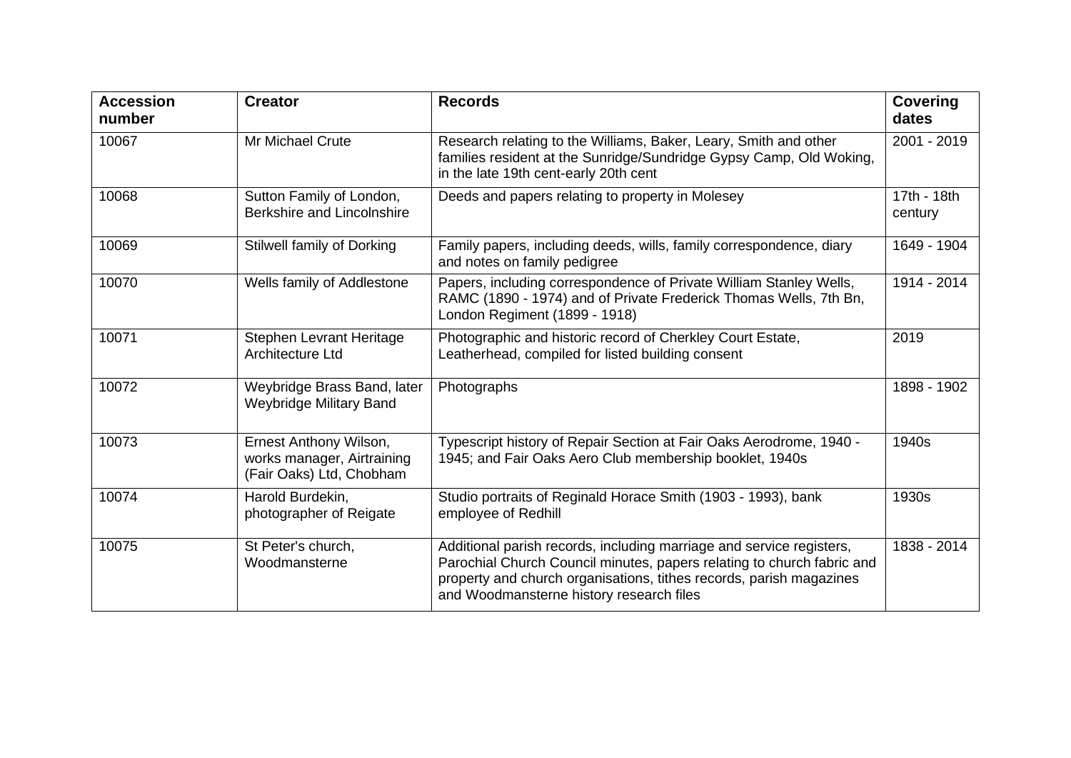| Accession number | Creator | Records | Covering dates |
|---|---|---|---|
| 10067 | Mr Michael Crute | Research relating to the Williams, Baker, Leary, Smith and other families resident at the Sunridge/Sundridge Gypsy Camp, Old Woking, in the late 19th cent-early 20th cent | 2001 - 2019 |
| 10068 | Sutton Family of London, Berkshire and Lincolnshire | Deeds and papers relating to property in Molesey | 17th - 18th century |
| 10069 | Stilwell family of Dorking | Family papers, including deeds, wills, family correspondence, diary and notes on family pedigree | 1649 - 1904 |
| 10070 | Wells family of Addlestone | Papers, including correspondence of Private William Stanley Wells, RAMC (1890 - 1974) and of Private Frederick Thomas Wells, 7th Bn, London Regiment (1899 - 1918) | 1914 - 2014 |
| 10071 | Stephen Levrant Heritage Architecture Ltd | Photographic and historic record of Cherkley Court Estate, Leatherhead, compiled for listed building consent | 2019 |
| 10072 | Weybridge Brass Band, later Weybridge Military Band | Photographs | 1898 - 1902 |
| 10073 | Ernest Anthony Wilson, works manager, Airtraining (Fair Oaks) Ltd, Chobham | Typescript history of Repair Section at Fair Oaks Aerodrome, 1940 - 1945; and Fair Oaks Aero Club membership booklet, 1940s | 1940s |
| 10074 | Harold Burdekin, photographer of Reigate | Studio portraits of Reginald Horace Smith (1903 - 1993), bank employee of Redhill | 1930s |
| 10075 | St Peter's church, Woodmansterne | Additional parish records, including marriage and service registers, Parochial Church Council minutes, papers relating to church fabric and property and church organisations, tithes records, parish magazines and Woodmansterne history research files | 1838 - 2014 |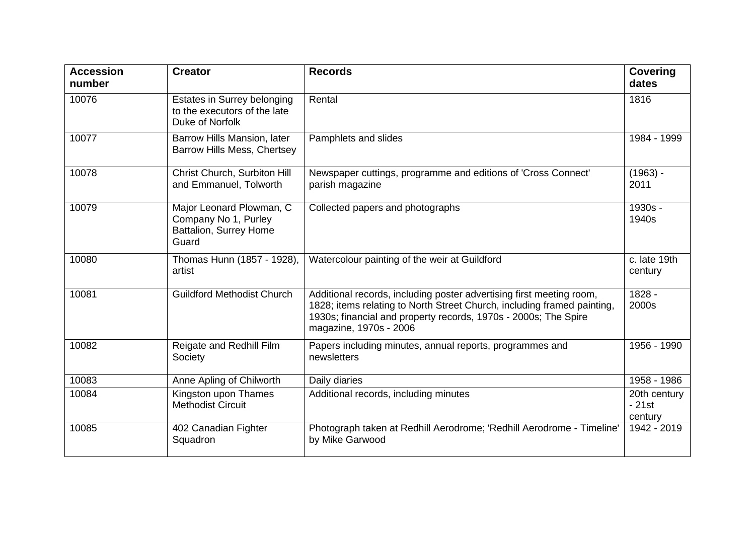| Accession number | Creator | Records | Covering dates |
|---|---|---|---|
| 10076 | Estates in Surrey belonging to the executors of the late Duke of Norfolk | Rental | 1816 |
| 10077 | Barrow Hills Mansion, later Barrow Hills Mess, Chertsey | Pamphlets and slides | 1984 - 1999 |
| 10078 | Christ Church, Surbiton Hill and Emmanuel, Tolworth | Newspaper cuttings, programme and editions of 'Cross Connect' parish magazine | (1963) - 2011 |
| 10079 | Major Leonard Plowman, C Company No 1, Purley Battalion, Surrey Home Guard | Collected papers and photographs | 1930s - 1940s |
| 10080 | Thomas Hunn (1857 - 1928), artist | Watercolour painting of the weir at Guildford | c. late 19th century |
| 10081 | Guildford Methodist Church | Additional records, including poster advertising first meeting room, 1828; items relating to North Street Church, including framed painting, 1930s; financial and property records, 1970s - 2000s; The Spire magazine, 1970s - 2006 | 1828 - 2000s |
| 10082 | Reigate and Redhill Film Society | Papers including minutes, annual reports, programmes and newsletters | 1956 - 1990 |
| 10083 | Anne Apling of Chilworth | Daily diaries | 1958 - 1986 |
| 10084 | Kingston upon Thames Methodist Circuit | Additional records, including minutes | 20th century - 21st century |
| 10085 | 402 Canadian Fighter Squadron | Photograph taken at Redhill Aerodrome; 'Redhill Aerodrome - Timeline' by Mike Garwood | 1942 - 2019 |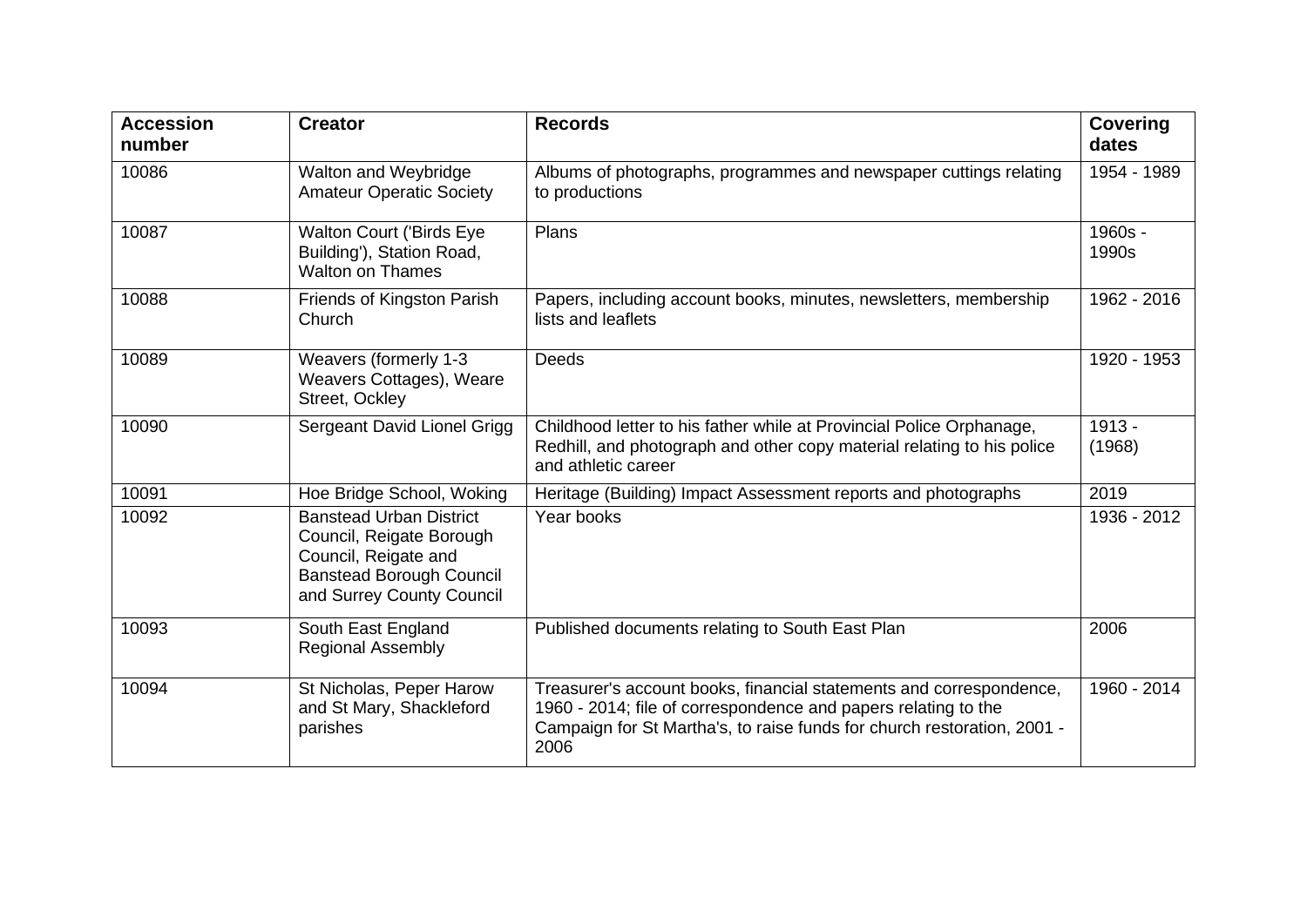| Accession number | Creator | Records | Covering dates |
| --- | --- | --- | --- |
| 10086 | Walton and Weybridge Amateur Operatic Society | Albums of photographs, programmes and newspaper cuttings relating to productions | 1954 - 1989 |
| 10087 | Walton Court ('Birds Eye Building'), Station Road, Walton on Thames | Plans | 1960s - 1990s |
| 10088 | Friends of Kingston Parish Church | Papers, including account books, minutes, newsletters, membership lists and leaflets | 1962 - 2016 |
| 10089 | Weavers (formerly 1-3 Weavers Cottages), Weare Street, Ockley | Deeds | 1920 - 1953 |
| 10090 | Sergeant David Lionel Grigg | Childhood letter to his father while at Provincial Police Orphanage, Redhill, and photograph and other copy material relating to his police and athletic career | 1913 - (1968) |
| 10091 | Hoe Bridge School, Woking | Heritage (Building) Impact Assessment reports and photographs | 2019 |
| 10092 | Banstead Urban District Council, Reigate Borough Council, Reigate and Banstead Borough Council and Surrey County Council | Year books | 1936 - 2012 |
| 10093 | South East England Regional Assembly | Published documents relating to South East Plan | 2006 |
| 10094 | St Nicholas, Peper Harow and St Mary, Shackleford parishes | Treasurer's account books, financial statements and correspondence, 1960 - 2014; file of correspondence and papers relating to the Campaign for St Martha's, to raise funds for church restoration, 2001 - 2006 | 1960 - 2014 |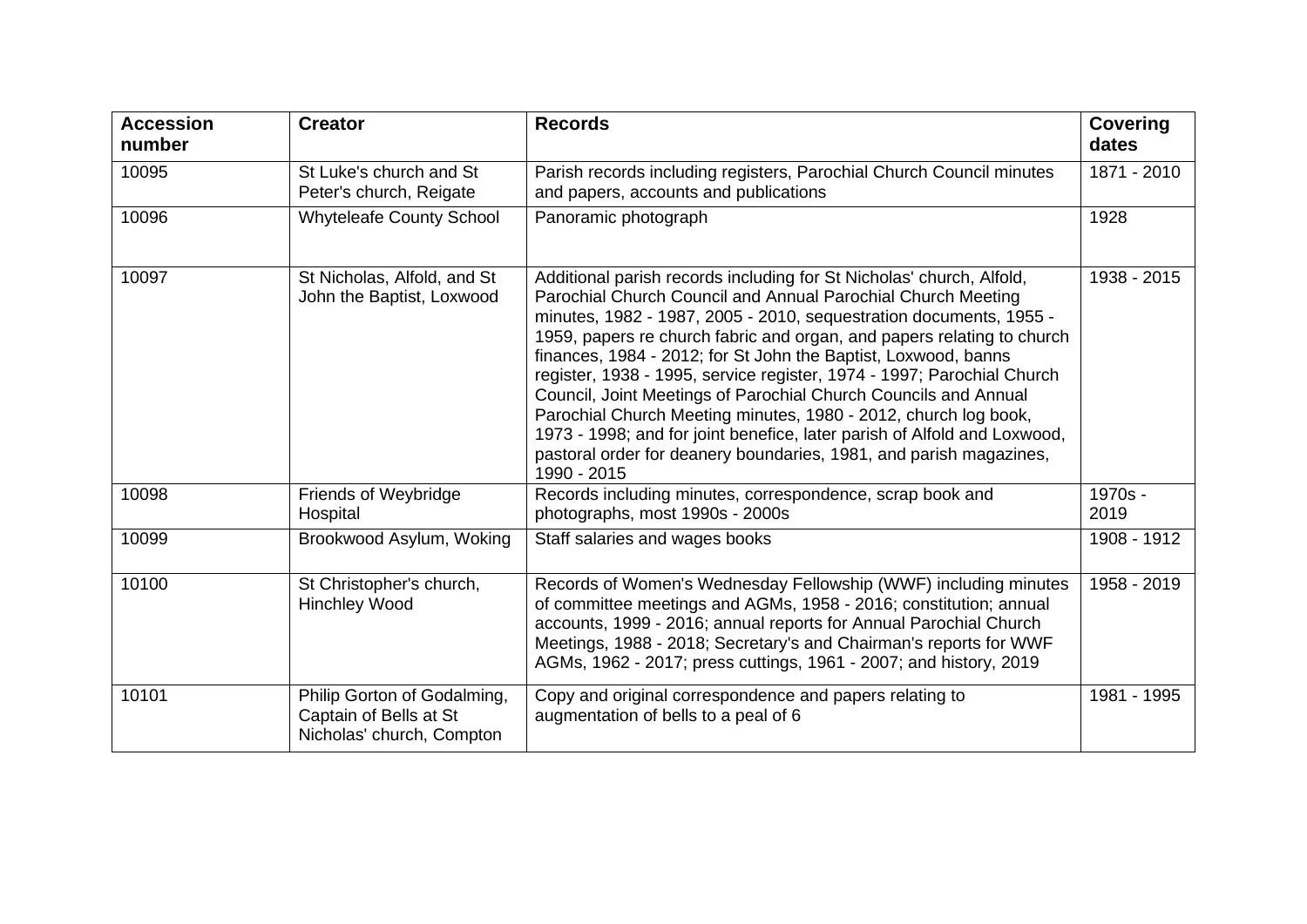| Accession number | Creator | Records | Covering dates |
|---|---|---|---|
| 10095 | St Luke's church and St Peter's church, Reigate | Parish records including registers, Parochial Church Council minutes and papers, accounts and publications | 1871 - 2010 |
| 10096 | Whyteleafe County School | Panoramic photograph | 1928 |
| 10097 | St Nicholas, Alfold, and St John the Baptist, Loxwood | Additional parish records including for St Nicholas' church, Alfold, Parochial Church Council and Annual Parochial Church Meeting minutes, 1982 - 1987, 2005 - 2010, sequestration documents, 1955 - 1959, papers re church fabric and organ, and papers relating to church finances, 1984 - 2012; for St John the Baptist, Loxwood, banns register, 1938 - 1995, service register, 1974 - 1997; Parochial Church Council, Joint Meetings of Parochial Church Councils and Annual Parochial Church Meeting minutes, 1980 - 2012, church log book, 1973 - 1998; and for joint benefice, later parish of Alfold and Loxwood, pastoral order for deanery boundaries, 1981, and parish magazines, 1990 - 2015 | 1938 - 2015 |
| 10098 | Friends of Weybridge Hospital | Records including minutes, correspondence, scrap book and photographs, most 1990s - 2000s | 1970s - 2019 |
| 10099 | Brookwood Asylum, Woking | Staff salaries and wages books | 1908 - 1912 |
| 10100 | St Christopher's church, Hinchley Wood | Records of Women's Wednesday Fellowship (WWF) including minutes of committee meetings and AGMs, 1958 - 2016; constitution; annual accounts, 1999 - 2016; annual reports for Annual Parochial Church Meetings, 1988 - 2018; Secretary's and Chairman's reports for WWF AGMs, 1962 - 2017; press cuttings, 1961 - 2007; and history, 2019 | 1958 - 2019 |
| 10101 | Philip Gorton of Godalming, Captain of Bells at St Nicholas' church, Compton | Copy and original correspondence and papers relating to augmentation of bells to a peal of 6 | 1981 - 1995 |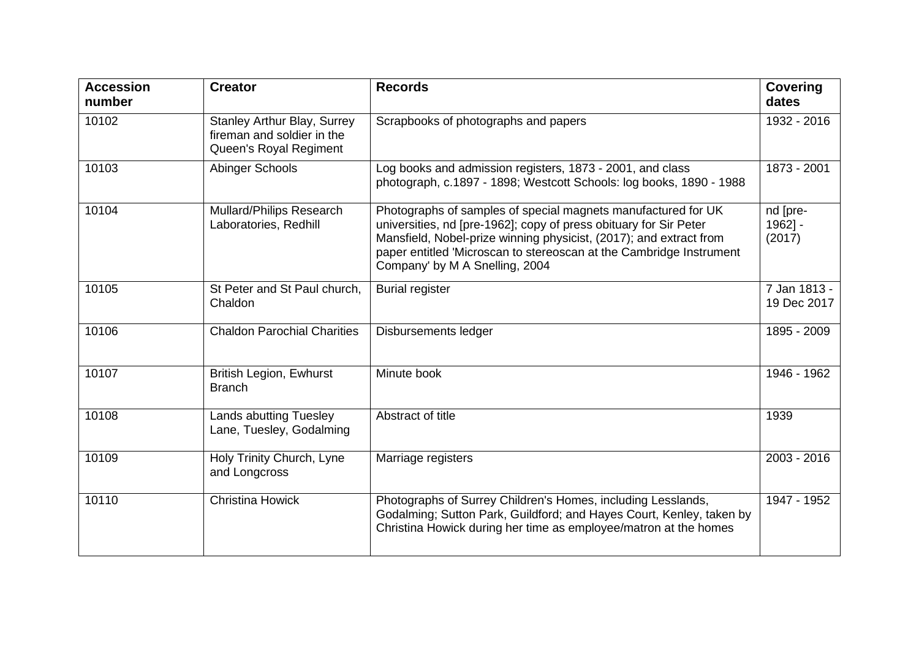| Accession number | Creator | Records | Covering dates |
| --- | --- | --- | --- |
| 10102 | Stanley Arthur Blay, Surrey fireman and soldier in the Queen's Royal Regiment | Scrapbooks of photographs and papers | 1932 - 2016 |
| 10103 | Abinger Schools | Log books and admission registers, 1873 - 2001, and class photograph, c.1897 - 1898; Westcott Schools: log books, 1890 - 1988 | 1873 - 2001 |
| 10104 | Mullard/Philips Research Laboratories, Redhill | Photographs of samples of special magnets manufactured for UK universities, nd [pre-1962]; copy of press obituary for Sir Peter Mansfield, Nobel-prize winning physicist, (2017); and extract from paper entitled 'Microscan to stereoscan at the Cambridge Instrument Company' by M A Snelling, 2004 | nd [pre-1962] - (2017) |
| 10105 | St Peter and St Paul church, Chaldon | Burial register | 7 Jan 1813 - 19 Dec 2017 |
| 10106 | Chaldon Parochial Charities | Disbursements ledger | 1895 - 2009 |
| 10107 | British Legion, Ewhurst Branch | Minute book | 1946 - 1962 |
| 10108 | Lands abutting Tuesley Lane, Tuesley, Godalming | Abstract of title | 1939 |
| 10109 | Holy Trinity Church, Lyne and Longcross | Marriage registers | 2003 - 2016 |
| 10110 | Christina Howick | Photographs of Surrey Children's Homes, including Lesslands, Godalming; Sutton Park, Guildford; and Hayes Court, Kenley, taken by Christina Howick during her time as employee/matron at the homes | 1947 - 1952 |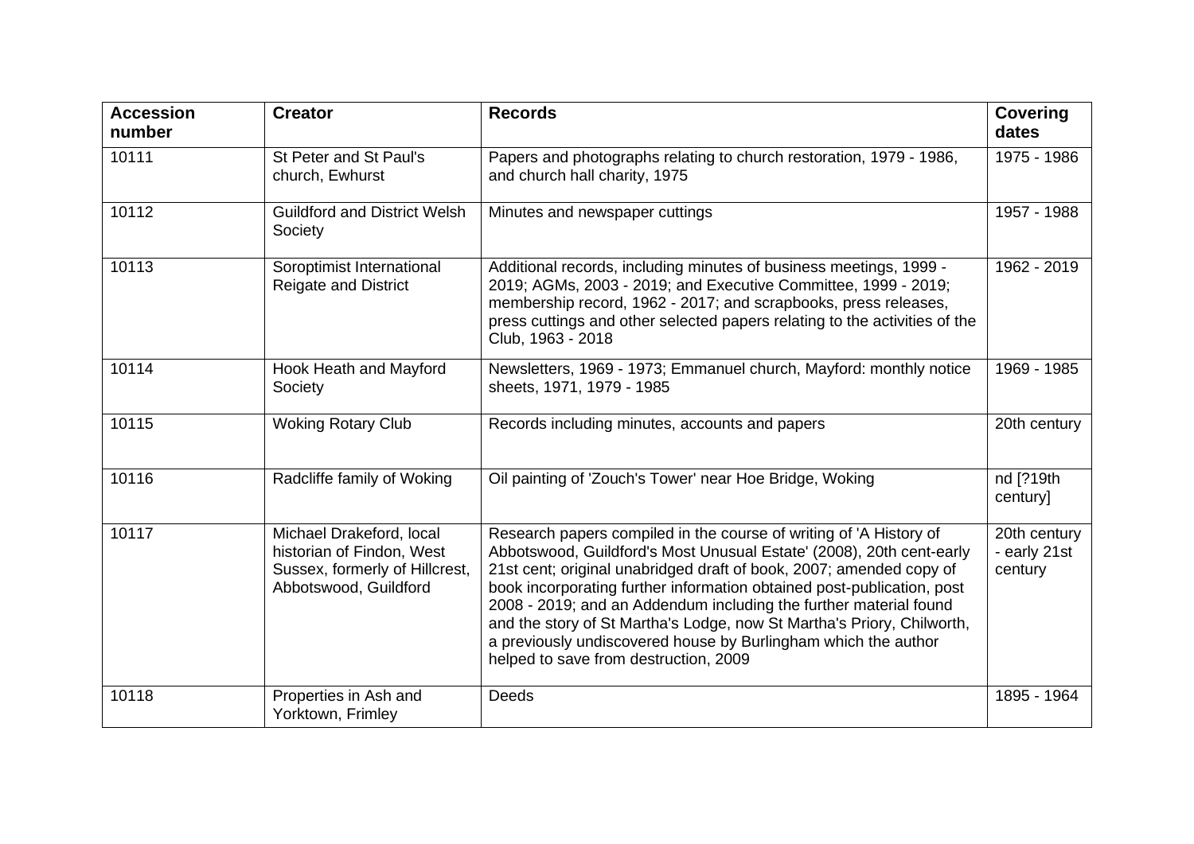| Accession number | Creator | Records | Covering dates |
|---|---|---|---|
| 10111 | St Peter and St Paul's church, Ewhurst | Papers and photographs relating to church restoration, 1979 - 1986, and church hall charity, 1975 | 1975 - 1986 |
| 10112 | Guildford and District Welsh Society | Minutes and newspaper cuttings | 1957 - 1988 |
| 10113 | Soroptimist International Reigate and District | Additional records, including minutes of business meetings, 1999 - 2019; AGMs, 2003 - 2019; and Executive Committee, 1999 - 2019; membership record, 1962 - 2017; and scrapbooks, press releases, press cuttings and other selected papers relating to the activities of the Club, 1963 - 2018 | 1962 - 2019 |
| 10114 | Hook Heath and Mayford Society | Newsletters, 1969 - 1973; Emmanuel church, Mayford: monthly notice sheets, 1971, 1979 - 1985 | 1969 - 1985 |
| 10115 | Woking Rotary Club | Records including minutes, accounts and papers | 20th century |
| 10116 | Radcliffe family of Woking | Oil painting of 'Zouch's Tower' near Hoe Bridge, Woking | nd [?19th century] |
| 10117 | Michael Drakeford, local historian of Findon, West Sussex, formerly of Hillcrest, Abbotswood, Guildford | Research papers compiled in the course of writing of 'A History of Abbotswood, Guildford's Most Unusual Estate' (2008), 20th cent-early 21st cent; original unabridged draft of book, 2007; amended copy of book incorporating further information obtained post-publication, post 2008 - 2019; and an Addendum including the further material found and the story of St Martha's Lodge, now St Martha's Priory, Chilworth, a previously undiscovered house by Burlingham which the author helped to save from destruction, 2009 | 20th century - early 21st century |
| 10118 | Properties in Ash and Yorktown, Frimley | Deeds | 1895 - 1964 |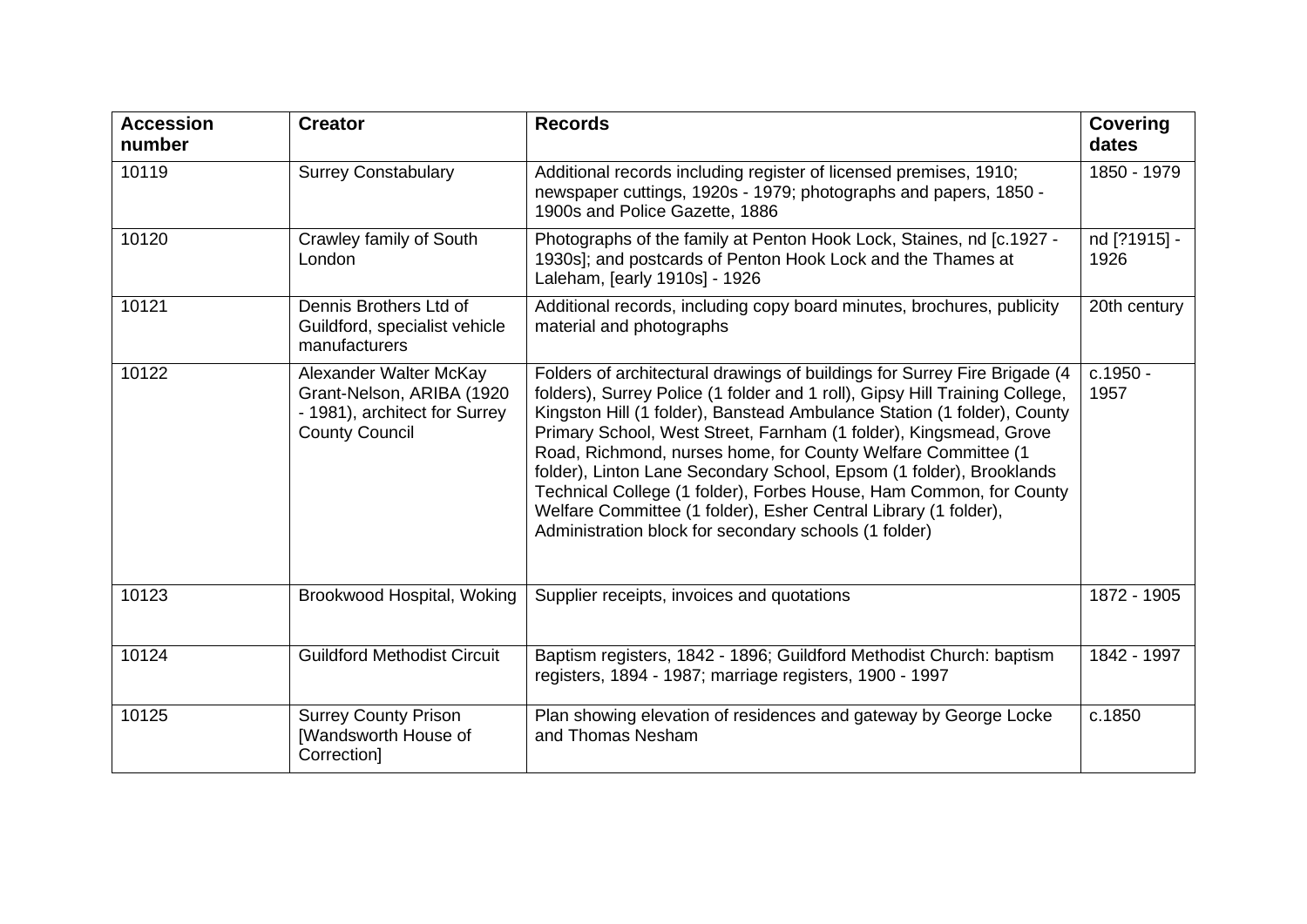| Accession number | Creator | Records | Covering dates |
| --- | --- | --- | --- |
| 10119 | Surrey Constabulary | Additional records including register of licensed premises, 1910; newspaper cuttings, 1920s - 1979; photographs and papers, 1850 - 1900s and Police Gazette, 1886 | 1850 - 1979 |
| 10120 | Crawley family of South London | Photographs of the family at Penton Hook Lock, Staines, nd [c.1927 - 1930s]; and postcards of Penton Hook Lock and the Thames at Laleham, [early 1910s] - 1926 | nd [?1915] - 1926 |
| 10121 | Dennis Brothers Ltd of Guildford, specialist vehicle manufacturers | Additional records, including copy board minutes, brochures, publicity material and photographs | 20th century |
| 10122 | Alexander Walter McKay Grant-Nelson, ARIBA (1920 - 1981), architect for Surrey County Council | Folders of architectural drawings of buildings for Surrey Fire Brigade (4 folders), Surrey Police (1 folder and 1 roll), Gipsy Hill Training College, Kingston Hill (1 folder), Banstead Ambulance Station (1 folder), County Primary School, West Street, Farnham (1 folder), Kingsmead, Grove Road, Richmond, nurses home, for County Welfare Committee (1 folder), Linton Lane Secondary School, Epsom (1 folder), Brooklands Technical College (1 folder), Forbes House, Ham Common, for County Welfare Committee (1 folder), Esher Central Library (1 folder), Administration block for secondary schools (1 folder) | c.1950 - 1957 |
| 10123 | Brookwood Hospital, Woking | Supplier receipts, invoices and quotations | 1872 - 1905 |
| 10124 | Guildford Methodist Circuit | Baptism registers, 1842 - 1896; Guildford Methodist Church: baptism registers, 1894 - 1987; marriage registers, 1900 - 1997 | 1842 - 1997 |
| 10125 | Surrey County Prison [Wandsworth House of Correction] | Plan showing elevation of residences and gateway by George Locke and Thomas Nesham | c.1850 |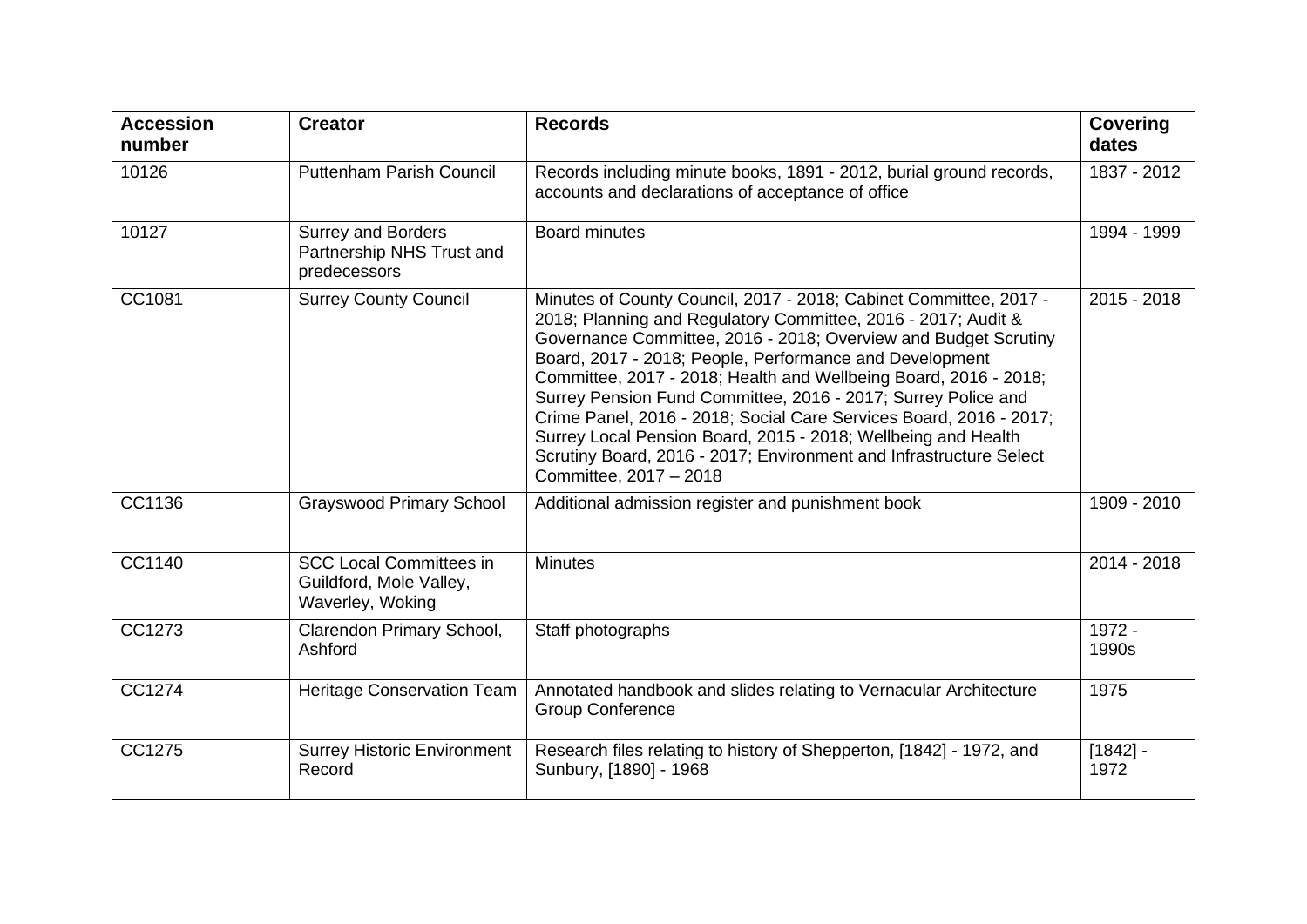| Accession number | Creator | Records | Covering dates |
| --- | --- | --- | --- |
| 10126 | Puttenham Parish Council | Records including minute books, 1891 - 2012, burial ground records, accounts and declarations of acceptance of office | 1837 - 2012 |
| 10127 | Surrey and Borders Partnership NHS Trust and predecessors | Board minutes | 1994 - 1999 |
| CC1081 | Surrey County Council | Minutes of County Council, 2017 - 2018; Cabinet Committee, 2017 - 2018; Planning and Regulatory Committee, 2016 - 2017; Audit & Governance Committee, 2016 - 2018; Overview and Budget Scrutiny Board, 2017 - 2018; People, Performance and Development Committee, 2017 - 2018; Health and Wellbeing Board, 2016 - 2018; Surrey Pension Fund Committee, 2016 - 2017; Surrey Police and Crime Panel, 2016 - 2018; Social Care Services Board, 2016 - 2017; Surrey Local Pension Board, 2015 - 2018; Wellbeing and Health Scrutiny Board, 2016 - 2017; Environment and Infrastructure Select Committee, 2017 – 2018 | 2015 - 2018 |
| CC1136 | Grayswood Primary School | Additional admission register and punishment book | 1909 - 2010 |
| CC1140 | SCC Local Committees in Guildford, Mole Valley, Waverley, Woking | Minutes | 2014 - 2018 |
| CC1273 | Clarendon Primary School, Ashford | Staff photographs | 1972 - 1990s |
| CC1274 | Heritage Conservation Team | Annotated handbook and slides relating to Vernacular Architecture Group Conference | 1975 |
| CC1275 | Surrey Historic Environment Record | Research files relating to history of Shepperton, [1842] - 1972, and Sunbury, [1890] - 1968 | [1842] - 1972 |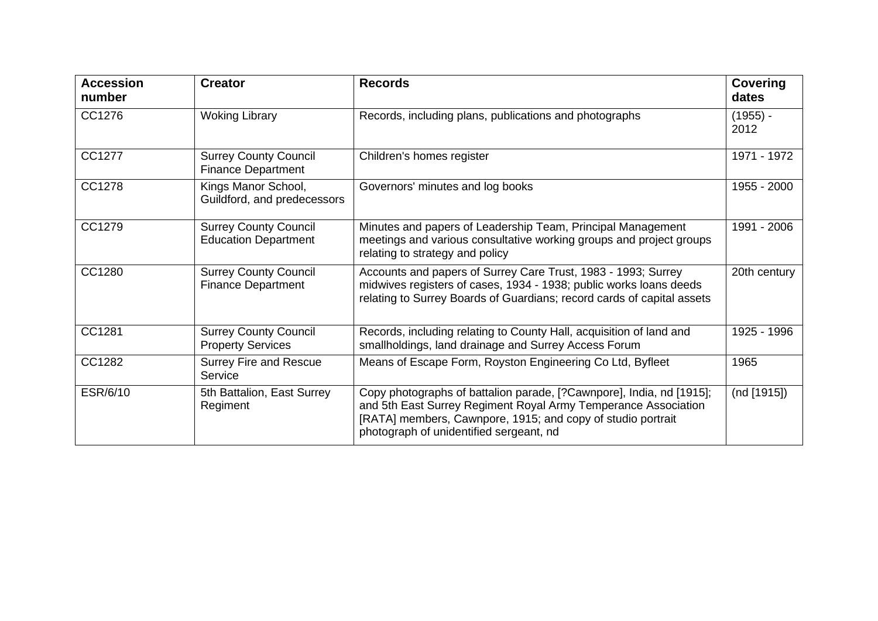| Accession number | Creator | Records | Covering dates |
|---|---|---|---|
| CC1276 | Woking Library | Records, including plans, publications and photographs | (1955) - 2012 |
| CC1277 | Surrey County Council Finance Department | Children's homes register | 1971 - 1972 |
| CC1278 | Kings Manor School, Guildford, and predecessors | Governors' minutes and log books | 1955 - 2000 |
| CC1279 | Surrey County Council Education Department | Minutes and papers of Leadership Team, Principal Management meetings and various consultative working groups and project groups relating to strategy and policy | 1991 - 2006 |
| CC1280 | Surrey County Council Finance Department | Accounts and papers of Surrey Care Trust, 1983 - 1993; Surrey midwives registers of cases, 1934 - 1938; public works loans deeds relating to Surrey Boards of Guardians; record cards of capital assets | 20th century |
| CC1281 | Surrey County Council Property Services | Records, including relating to County Hall, acquisition of land and smallholdings, land drainage and Surrey Access Forum | 1925 - 1996 |
| CC1282 | Surrey Fire and Rescue Service | Means of Escape Form, Royston Engineering Co Ltd, Byfleet | 1965 |
| ESR/6/10 | 5th Battalion, East Surrey Regiment | Copy photographs of battalion parade, [?Cawnpore], India, nd [1915]; and 5th East Surrey Regiment Royal Army Temperance Association [RATA] members, Cawnpore, 1915; and copy of studio portrait photograph of unidentified sergeant, nd | (nd [1915]) |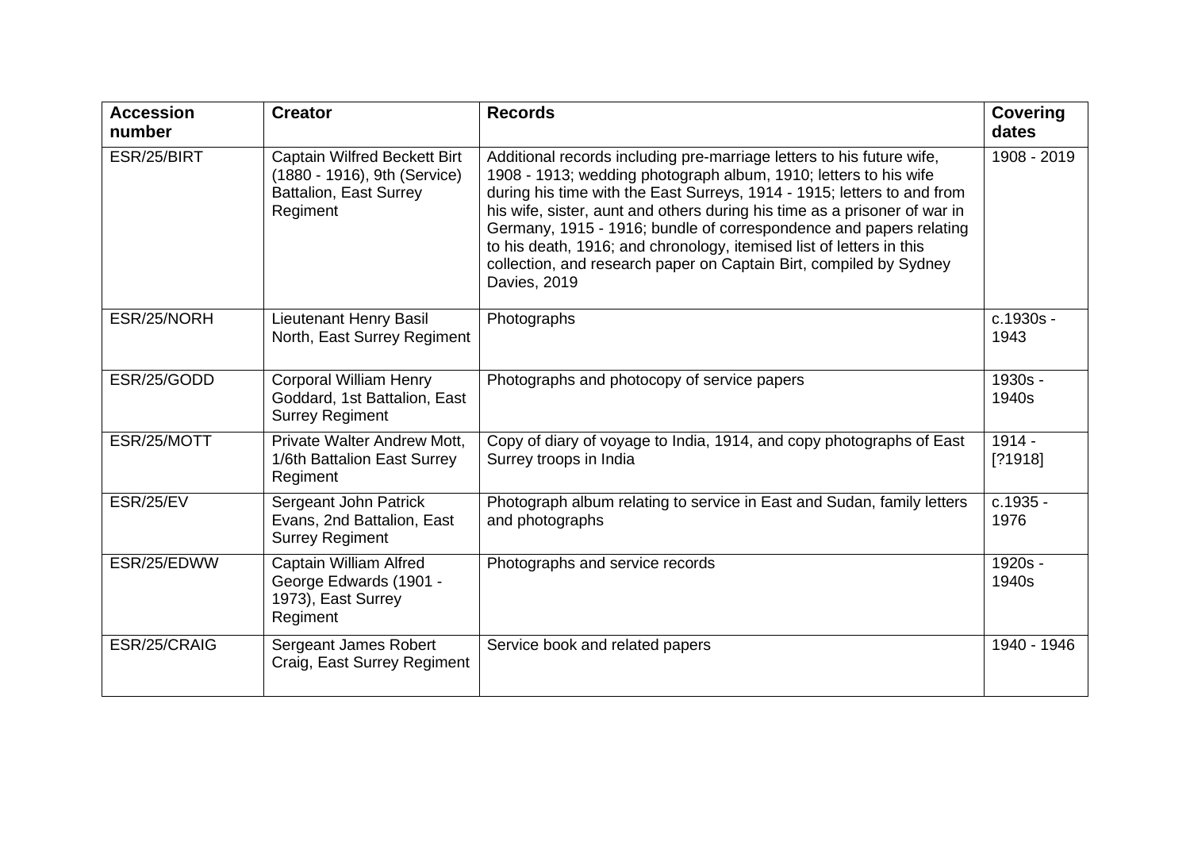| Accession number | Creator | Records | Covering dates |
|---|---|---|---|
| ESR/25/BIRT | Captain Wilfred Beckett Birt (1880 - 1916), 9th (Service) Battalion, East Surrey Regiment | Additional records including pre-marriage letters to his future wife, 1908 - 1913; wedding photograph album, 1910; letters to his wife during his time with the East Surreys, 1914 - 1915; letters to and from his wife, sister, aunt and others during his time as a prisoner of war in Germany, 1915 - 1916; bundle of correspondence and papers relating to his death, 1916; and chronology, itemised list of letters in this collection, and research paper on Captain Birt, compiled by Sydney Davies, 2019 | 1908 - 2019 |
| ESR/25/NORH | Lieutenant Henry Basil North, East Surrey Regiment | Photographs | c.1930s - 1943 |
| ESR/25/GODD | Corporal William Henry Goddard, 1st Battalion, East Surrey Regiment | Photographs and photocopy of service papers | 1930s - 1940s |
| ESR/25/MOTT | Private Walter Andrew Mott, 1/6th Battalion East Surrey Regiment | Copy of diary of voyage to India, 1914, and copy photographs of East Surrey troops in India | 1914 - [?1918] |
| ESR/25/EV | Sergeant John Patrick Evans, 2nd Battalion, East Surrey Regiment | Photograph album relating to service in East and Sudan, family letters and photographs | c.1935 - 1976 |
| ESR/25/EDWW | Captain William Alfred George Edwards (1901 - 1973), East Surrey Regiment | Photographs and service records | 1920s - 1940s |
| ESR/25/CRAIG | Sergeant James Robert Craig, East Surrey Regiment | Service book and related papers | 1940 - 1946 |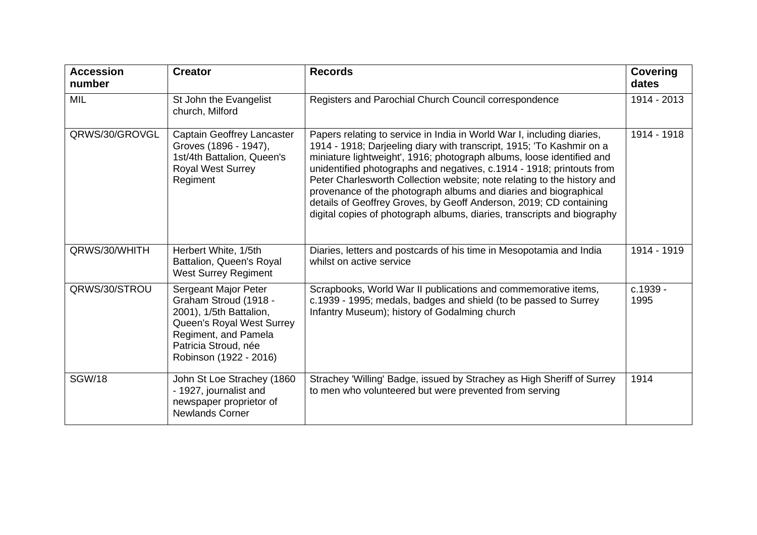| Accession number | Creator | Records | Covering dates |
| --- | --- | --- | --- |
| MIL | St John the Evangelist church, Milford | Registers and Parochial Church Council correspondence | 1914 - 2013 |
| QRWS/30/GROVGL | Captain Geoffrey Lancaster Groves (1896 - 1947), 1st/4th Battalion, Queen's Royal West Surrey Regiment | Papers relating to service in India in World War I, including diaries, 1914 - 1918; Darjeeling diary with transcript, 1915; 'To Kashmir on a miniature lightweight', 1916; photograph albums, loose identified and unidentified photographs and negatives, c.1914 - 1918; printouts from Peter Charlesworth Collection website; note relating to the history and provenance of the photograph albums and diaries and biographical details of Geoffrey Groves, by Geoff Anderson, 2019; CD containing digital copies of photograph albums, diaries, transcripts and biography | 1914 - 1918 |
| QRWS/30/WHITH | Herbert White, 1/5th Battalion, Queen's Royal West Surrey Regiment | Diaries, letters and postcards of his time in Mesopotamia and India whilst on active service | 1914 - 1919 |
| QRWS/30/STROU | Sergeant Major Peter Graham Stroud (1918 - 2001), 1/5th Battalion, Queen's Royal West Surrey Regiment, and Pamela Patricia Stroud, née Robinson (1922 - 2016) | Scrapbooks, World War II publications and commemorative items, c.1939 - 1995; medals, badges and shield (to be passed to Surrey Infantry Museum); history of Godalming church | c.1939 - 1995 |
| SGW/18 | John St Loe Strachey (1860 - 1927, journalist and newspaper proprietor of Newlands Corner | Strachey 'Willing' Badge, issued by Strachey as High Sheriff of Surrey to men who volunteered but were prevented from serving | 1914 |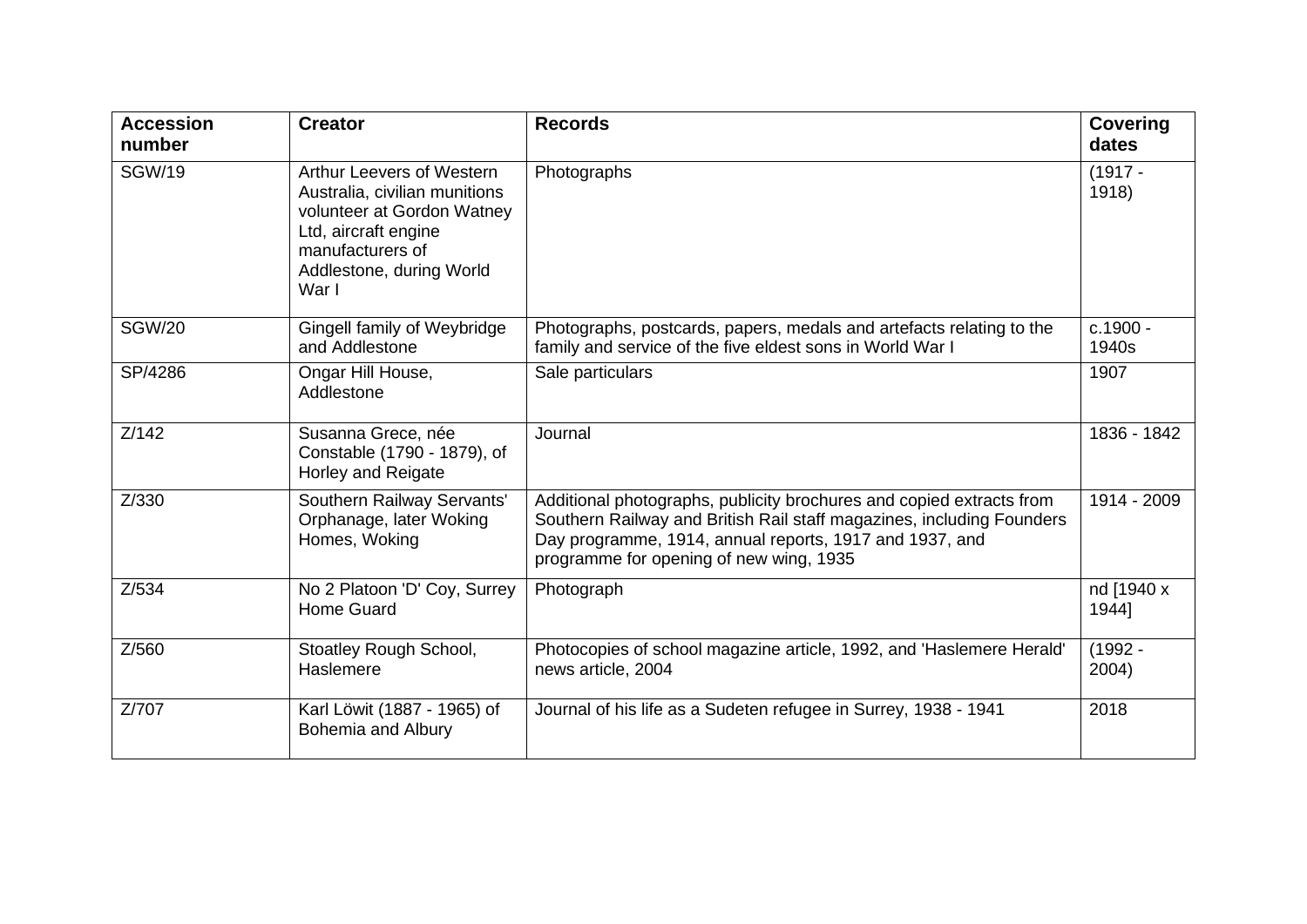| Accession number | Creator | Records | Covering dates |
|---|---|---|---|
| SGW/19 | Arthur Leevers of Western Australia, civilian munitions volunteer at Gordon Watney Ltd, aircraft engine manufacturers of Addlestone, during World War I | Photographs | (1917 - 1918) |
| SGW/20 | Gingell family of Weybridge and Addlestone | Photographs, postcards, papers, medals and artefacts relating to the family and service of the five eldest sons in World War I | c.1900 - 1940s |
| SP/4286 | Ongar Hill House, Addlestone | Sale particulars | 1907 |
| Z/142 | Susanna Grece, née Constable (1790 - 1879), of Horley and Reigate | Journal | 1836 - 1842 |
| Z/330 | Southern Railway Servants' Orphanage, later Woking Homes, Woking | Additional photographs, publicity brochures and copied extracts from Southern Railway and British Rail staff magazines, including Founders Day programme, 1914, annual reports, 1917 and 1937, and programme for opening of new wing, 1935 | 1914 - 2009 |
| Z/534 | No 2 Platoon 'D' Coy, Surrey Home Guard | Photograph | nd [1940 x 1944] |
| Z/560 | Stoatley Rough School, Haslemere | Photocopies of school magazine article, 1992, and 'Haslemere Herald' news article, 2004 | (1992 - 2004) |
| Z/707 | Karl Löwit (1887 - 1965) of Bohemia and Albury | Journal of his life as a Sudeten refugee in Surrey, 1938 - 1941 | 2018 |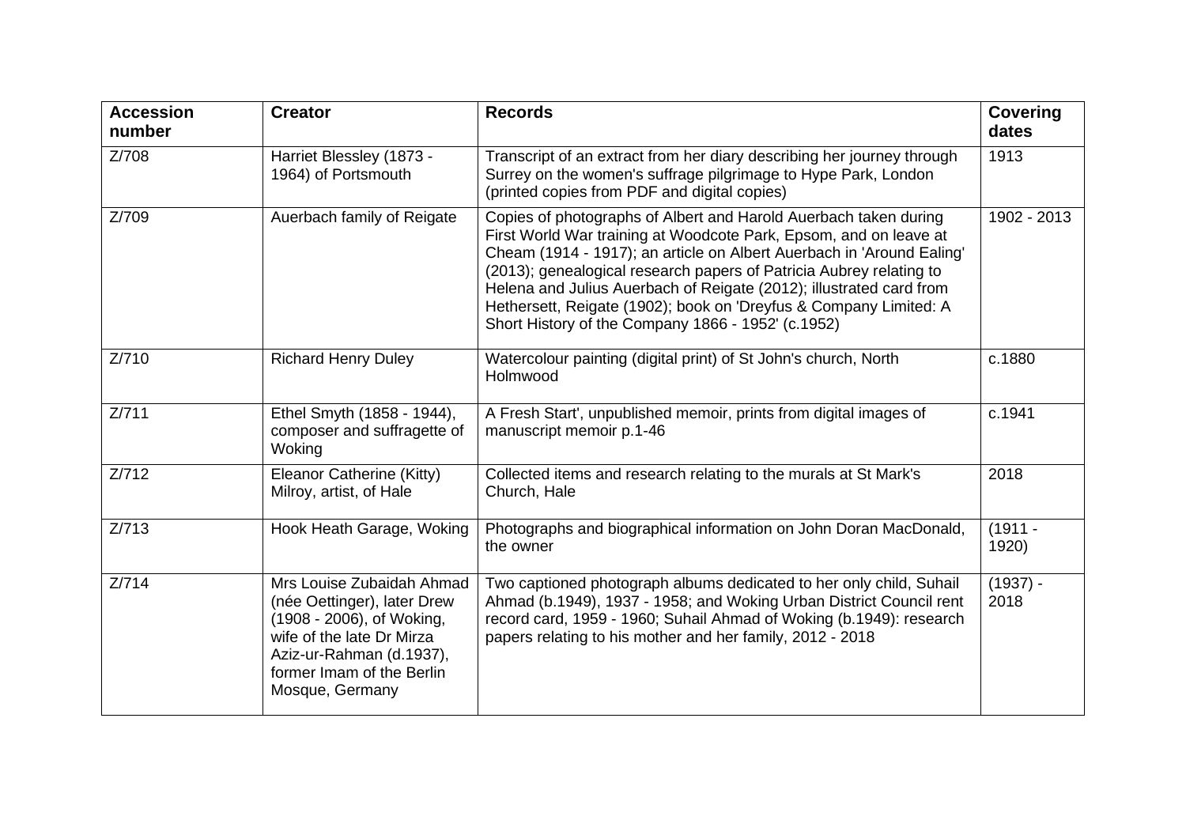| Accession number | Creator | Records | Covering dates |
|---|---|---|---|
| Z/708 | Harriet Blessley (1873 - 1964) of Portsmouth | Transcript of an extract from her diary describing her journey through Surrey on the women's suffrage pilgrimage to Hype Park, London (printed copies from PDF and digital copies) | 1913 |
| Z/709 | Auerbach family of Reigate | Copies of photographs of Albert and Harold Auerbach taken during First World War training at Woodcote Park, Epsom, and on leave at Cheam (1914 - 1917); an article on Albert Auerbach in 'Around Ealing' (2013); genealogical research papers of Patricia Aubrey relating to Helena and Julius Auerbach of Reigate (2012); illustrated card from Hethersett, Reigate (1902); book on 'Dreyfus & Company Limited: A Short History of the Company 1866 - 1952' (c.1952) | 1902 - 2013 |
| Z/710 | Richard Henry Duley | Watercolour painting (digital print) of St John's church, North Holmwood | c.1880 |
| Z/711 | Ethel Smyth (1858 - 1944), composer and suffragette of Woking | A Fresh Start', unpublished memoir, prints from digital images of manuscript memoir p.1-46 | c.1941 |
| Z/712 | Eleanor Catherine (Kitty) Milroy, artist, of Hale | Collected items and research relating to the murals at St Mark's Church, Hale | 2018 |
| Z/713 | Hook Heath Garage, Woking | Photographs and biographical information on John Doran MacDonald, the owner | (1911 - 1920) |
| Z/714 | Mrs Louise Zubaidah Ahmad (née Oettinger), later Drew (1908 - 2006), of Woking, wife of the late Dr Mirza Aziz-ur-Rahman (d.1937), former Imam of the Berlin Mosque, Germany | Two captioned photograph albums dedicated to her only child, Suhail Ahmad (b.1949), 1937 - 1958; and Woking Urban District Council rent record card, 1959 - 1960; Suhail Ahmad of Woking (b.1949): research papers relating to his mother and her family, 2012 - 2018 | (1937) - 2018 |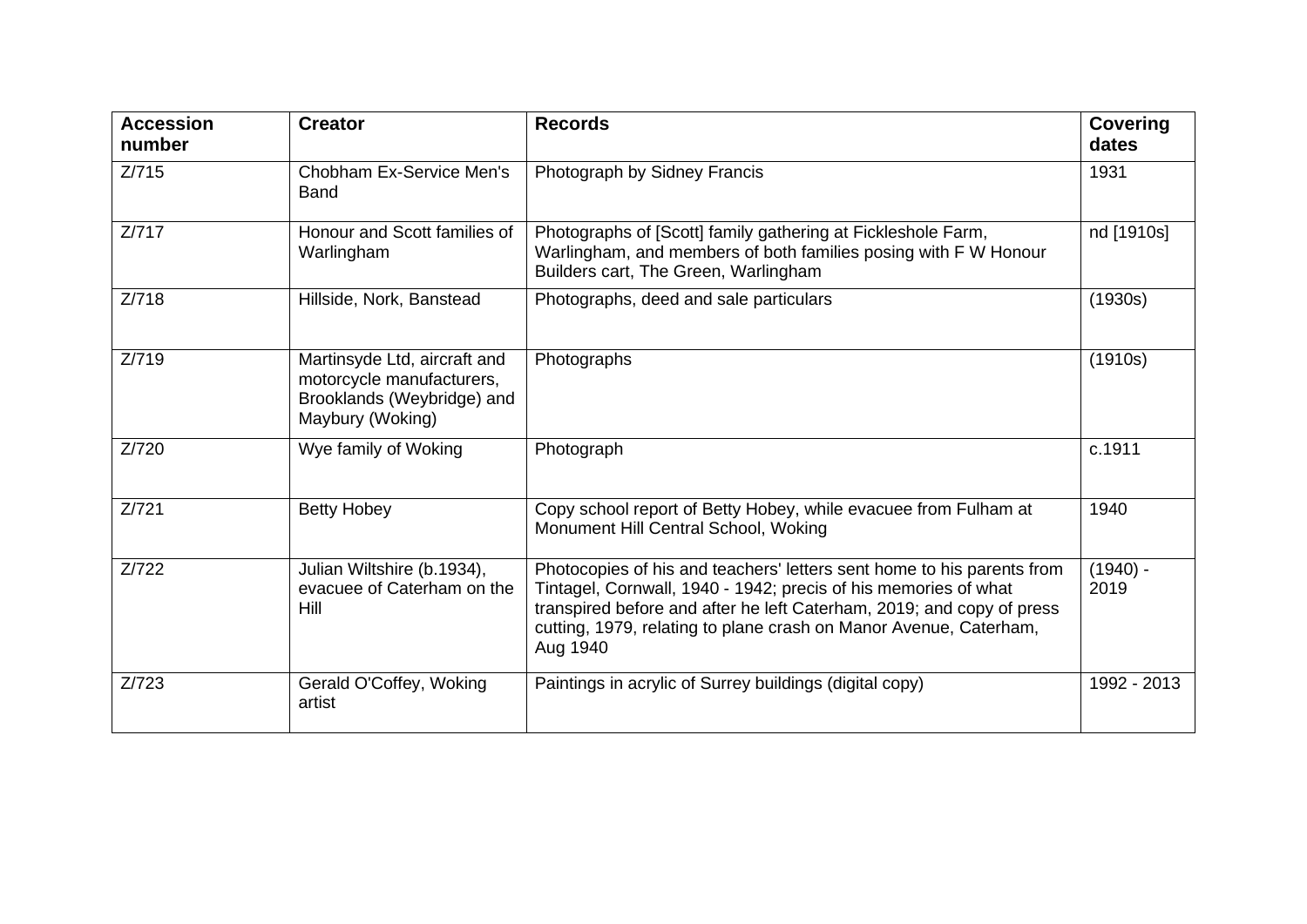| Accession number | Creator | Records | Covering dates |
|---|---|---|---|
| Z/715 | Chobham Ex-Service Men's Band | Photograph by Sidney Francis | 1931 |
| Z/717 | Honour and Scott families of Warlingham | Photographs of [Scott] family gathering at Fickleshole Farm, Warlingham, and members of both families posing with F W Honour Builders cart, The Green, Warlingham | nd [1910s] |
| Z/718 | Hillside, Nork, Banstead | Photographs, deed and sale particulars | (1930s) |
| Z/719 | Martinsyde Ltd, aircraft and motorcycle manufacturers, Brooklands (Weybridge) and Maybury (Woking) | Photographs | (1910s) |
| Z/720 | Wye family of Woking | Photograph | c.1911 |
| Z/721 | Betty Hobey | Copy school report of Betty Hobey, while evacuee from Fulham at Monument Hill Central School, Woking | 1940 |
| Z/722 | Julian Wiltshire (b.1934), evacuee of Caterham on the Hill | Photocopies of his and teachers' letters sent home to his parents from Tintagel, Cornwall, 1940 - 1942; precis of his memories of what transpired before and after he left Caterham, 2019; and copy of press cutting, 1979, relating to plane crash on Manor Avenue, Caterham, Aug 1940 | (1940) - 2019 |
| Z/723 | Gerald O'Coffey, Woking artist | Paintings in acrylic of Surrey buildings (digital copy) | 1992 - 2013 |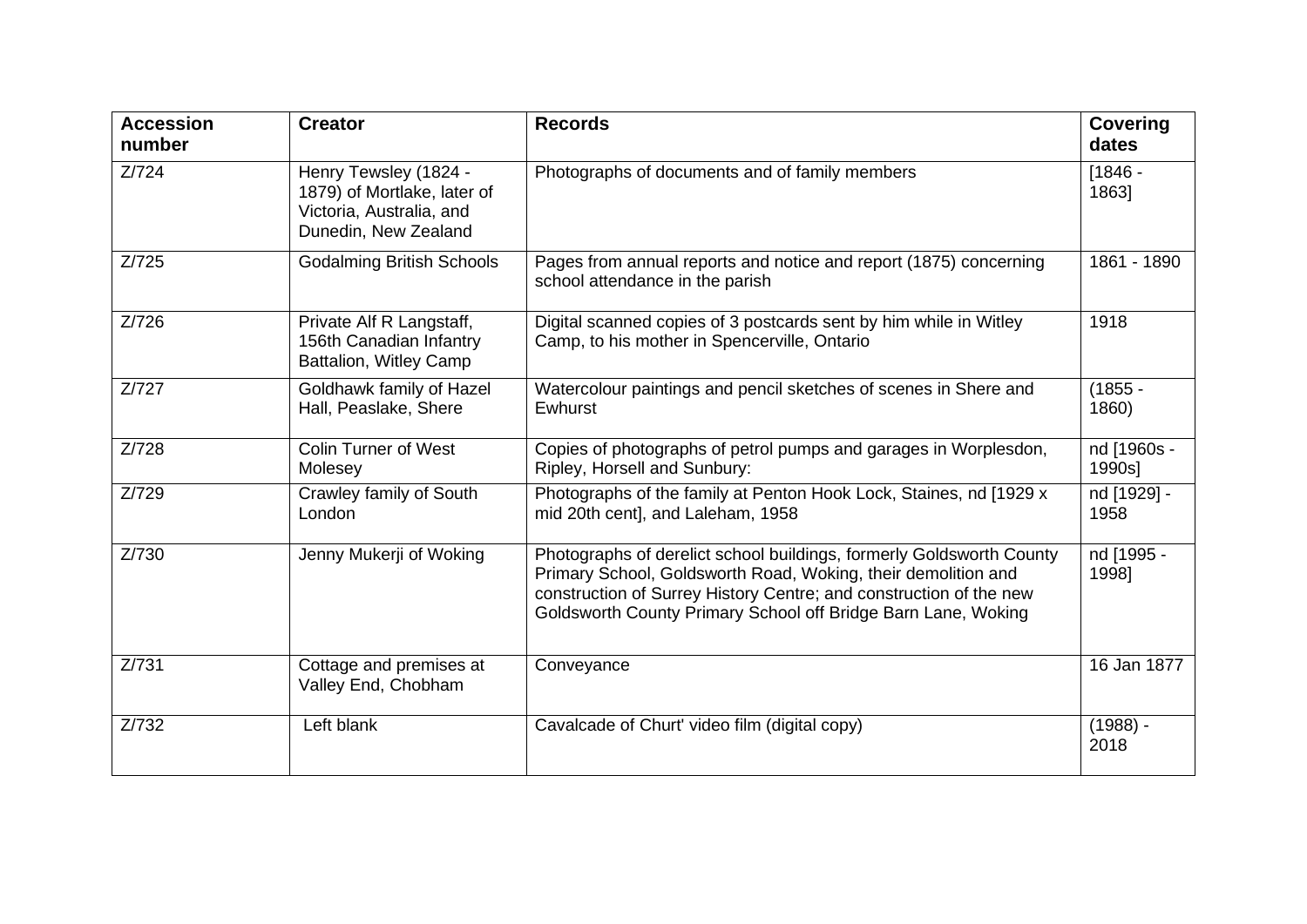| Accession number | Creator | Records | Covering dates |
|---|---|---|---|
| Z/724 | Henry Tewsley (1824 - 1879) of Mortlake, later of Victoria, Australia, and Dunedin, New Zealand | Photographs of documents and of family members | [1846 - 1863] |
| Z/725 | Godalming British Schools | Pages from annual reports and notice and report (1875) concerning school attendance in the parish | 1861 - 1890 |
| Z/726 | Private Alf R Langstaff, 156th Canadian Infantry Battalion, Witley Camp | Digital scanned copies of 3 postcards sent by him while in Witley Camp, to his mother in Spencerville, Ontario | 1918 |
| Z/727 | Goldhawk family of Hazel Hall, Peaslake, Shere | Watercolour paintings and pencil sketches of scenes in Shere and Ewhurst | (1855 - 1860) |
| Z/728 | Colin Turner of West Molesey | Copies of photographs of petrol pumps and garages in Worplesdon, Ripley, Horsell and Sunbury: | nd [1960s - 1990s] |
| Z/729 | Crawley family of South London | Photographs of the family at Penton Hook Lock, Staines, nd [1929 x mid 20th cent], and Laleham, 1958 | nd [1929] - 1958 |
| Z/730 | Jenny Mukerji of Woking | Photographs of derelict school buildings, formerly Goldsworth County Primary School, Goldsworth Road, Woking, their demolition and construction of Surrey History Centre; and construction of the new Goldsworth County Primary School off Bridge Barn Lane, Woking | nd [1995 - 1998] |
| Z/731 | Cottage and premises at Valley End, Chobham | Conveyance | 16 Jan 1877 |
| Z/732 | Left blank | Cavalcade of Churt' video film (digital copy) | (1988) - 2018 |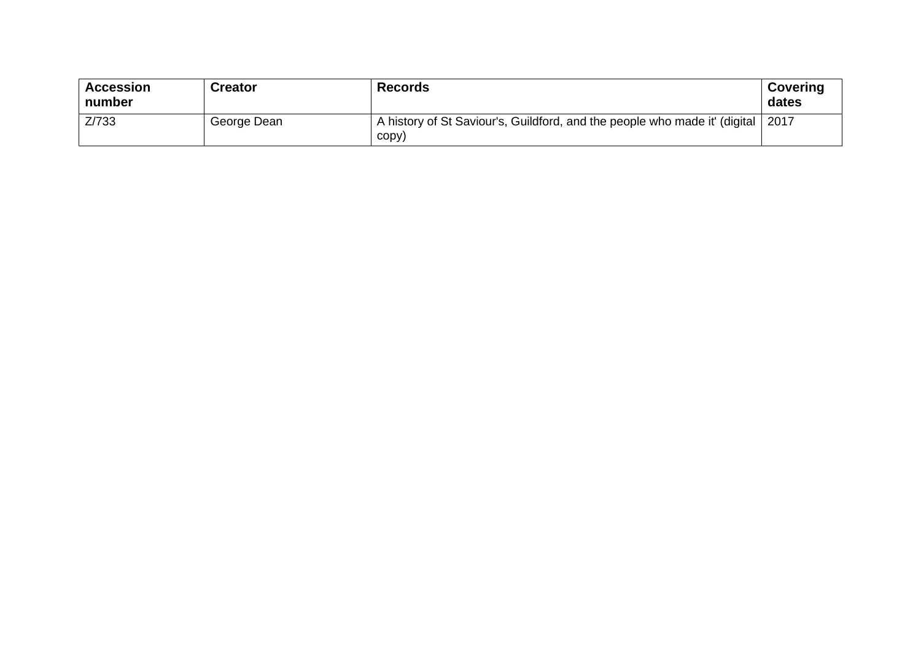| Accession number | Creator | Records | Covering dates |
| --- | --- | --- | --- |
| Z/733 | George Dean | A history of St Saviour's, Guildford, and the people who made it' (digital copy) | 2017 |